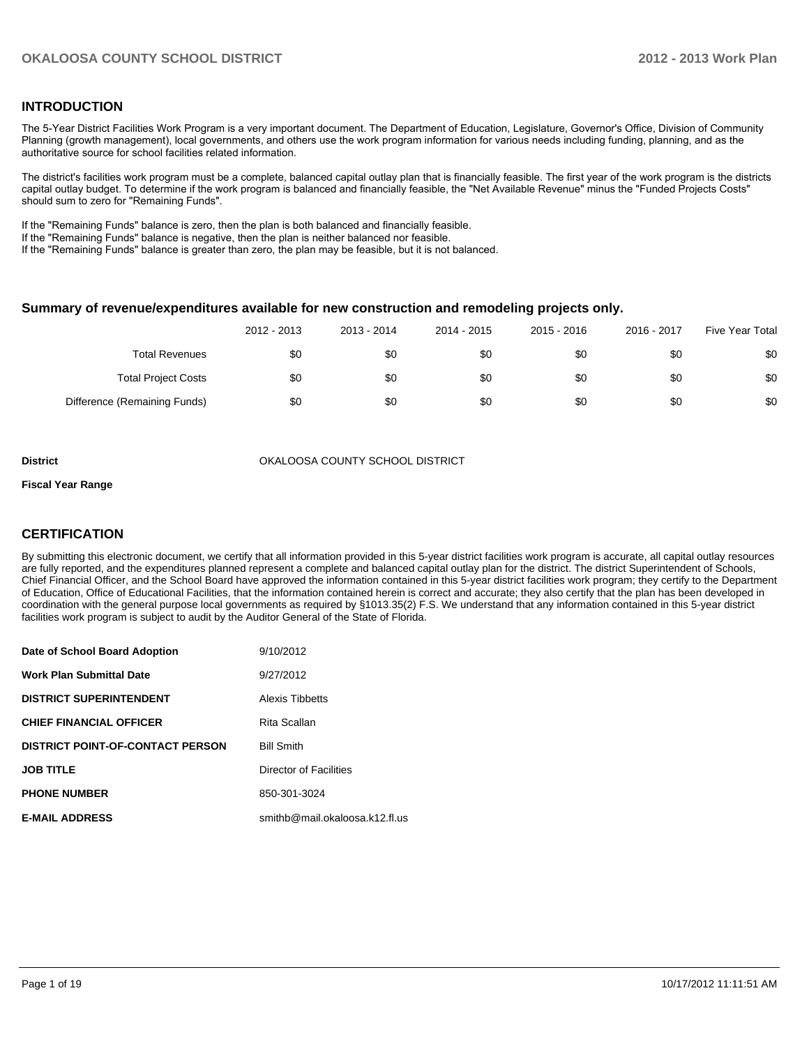## INTRODUCTION

The 5-Year District Facilities Work Program is a very important document. The Department of Education, Legislature, Governor's Office, Division of Community Planning (growth management), local governments, and others use the work program information for various needs including funding, planning, and as the authoritative source for school facilities related information.

The district's facilities work program must be a complete, balanced capital outlay plan that is financially feasible. The first year of the work program is the districts capital outlay budget. To determine if the work program is balanced and financially feasible, the "Net Available Revenue" minus the "Funded Projects Costs" should sum to zero for "Remaining Funds".

If the "Remaining Funds" balance is zero, then the plan is both balanced and financially feasible.
If the "Remaining Funds" balance is negative, then the plan is neither balanced nor feasible.
If the "Remaining Funds" balance is greater than zero, the plan may be feasible, but it is not balanced.

### Summary of revenue/expenditures available for new construction and remodeling projects only.

| | 2012 - 2013 | 2013 - 2014 | 2014 - 2015 | 2015 - 2016 | 2016 - 2017 | Five Year Total |
|---|---|---|---|---|---|---|
| Total Revenues | $0 | $0 | $0 | $0 | $0 | $0 |
| Total Project Costs | $0 | $0 | $0 | $0 | $0 | $0 |
| Difference (Remaining Funds) | $0 | $0 | $0 | $0 | $0 | $0 |

**District** OKALOOSA COUNTY SCHOOL DISTRICT

**Fiscal Year Range**

## CERTIFICATION

By submitting this electronic document, we certify that all information provided in this 5-year district facilities work program is accurate, all capital outlay resources are fully reported, and the expenditures planned represent a complete and balanced capital outlay plan for the district. The district Superintendent of Schools, Chief Financial Officer, and the School Board have approved the information contained in this 5-year district facilities work program; they certify to the Department of Education, Office of Educational Facilities, that the information contained herein is correct and accurate; they also certify that the plan has been developed in coordination with the general purpose local governments as required by §1013.35(2) F.S. We understand that any information contained in this 5-year district facilities work program is subject to audit by the Auditor General of the State of Florida.

| | |
|---|---|
| **Date of School Board Adoption** | 9/10/2012 |
| **Work Plan Submittal Date** | 9/27/2012 |
| **DISTRICT SUPERINTENDENT** | Alexis Tibbetts |
| **CHIEF FINANCIAL OFFICER** | Rita Scallan |
| **DISTRICT POINT-OF-CONTACT PERSON** | Bill Smith |
| **JOB TITLE** | Director of Facilities |
| **PHONE NUMBER** | 850-301-3024 |
| **E-MAIL ADDRESS** | smithb@mail.okaloosa.k12.fl.us |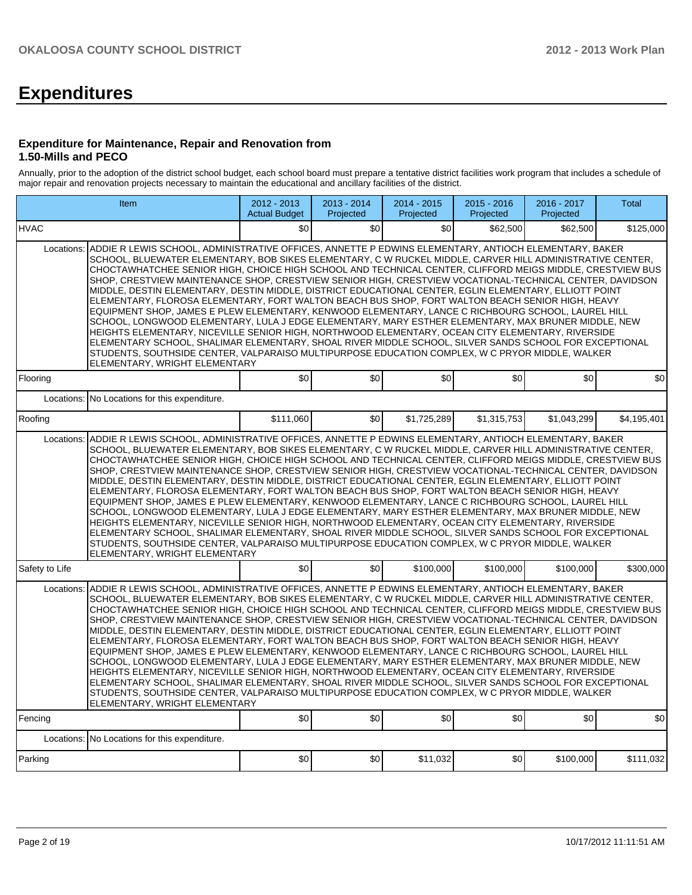# Expenditures

### Expenditure for Maintenance, Repair and Renovation from 1.50-Mills and PECO

Annually, prior to the adoption of the district school budget, each school board must prepare a tentative district facilities work program that includes a schedule of major repair and renovation projects necessary to maintain the educational and ancillary facilities of the district.

| Item | | 2012 - 2013 Actual Budget | 2013 - 2014 Projected | 2014 - 2015 Projected | 2015 - 2016 Projected | 2016 - 2017 Projected | Total |
|---|---|---|---|---|---|---|---|
| HVAC | | $0 | $0 | $0 | $62,500 | $62,500 | $125,000 |
| Locations: | ADDIE R LEWIS SCHOOL, ADMINISTRATIVE OFFICES, ANNETTE P EDWINS ELEMENTARY, ANTIOCH ELEMENTARY, BAKER SCHOOL, BLUEWATER ELEMENTARY, BOB SIKES ELEMENTARY, C W RUCKEL MIDDLE, CARVER HILL ADMINISTRATIVE CENTER, CHOCTAWHATCHEE SENIOR HIGH, CHOICE HIGH SCHOOL AND TECHNICAL CENTER, CLIFFORD MEIGS MIDDLE, CRESTVIEW BUS SHOP, CRESTVIEW MAINTENANCE SHOP, CRESTVIEW SENIOR HIGH, CRESTVIEW VOCATIONAL-TECHNICAL CENTER, DAVIDSON MIDDLE, DESTIN ELEMENTARY, DESTIN MIDDLE, DISTRICT EDUCATIONAL CENTER, EGLIN ELEMENTARY, ELLIOTT POINT ELEMENTARY, FLOROSA ELEMENTARY, FORT WALTON BEACH BUS SHOP, FORT WALTON BEACH SENIOR HIGH, HEAVY EQUIPMENT SHOP, JAMES E PLEW ELEMENTARY, KENWOOD ELEMENTARY, LANCE C RICHBOURG SCHOOL, LAUREL HILL SCHOOL, LONGWOOD ELEMENTARY, LULA J EDGE ELEMENTARY, MARY ESTHER ELEMENTARY, MAX BRUNER MIDDLE, NEW HEIGHTS ELEMENTARY, NICEVILLE SENIOR HIGH, NORTHWOOD ELEMENTARY, OCEAN CITY ELEMENTARY, RIVERSIDE ELEMENTARY SCHOOL, SHALIMAR ELEMENTARY, SHOAL RIVER MIDDLE SCHOOL, SILVER SANDS SCHOOL FOR EXCEPTIONAL STUDENTS, SOUTHSIDE CENTER, VALPARAISO MULTIPURPOSE EDUCATION COMPLEX, W C PRYOR MIDDLE, WALKER ELEMENTARY, WRIGHT ELEMENTARY | | | | | | |
| Flooring | | $0 | $0 | $0 | $0 | $0 | $0 |
| Locations: | No Locations for this expenditure. | | | | | | |
| Roofing | | $111,060 | $0 | $1,725,289 | $1,315,753 | $1,043,299 | $4,195,401 |
| Locations: | ADDIE R LEWIS SCHOOL, ADMINISTRATIVE OFFICES, ANNETTE P EDWINS ELEMENTARY, ANTIOCH ELEMENTARY, BAKER SCHOOL, BLUEWATER ELEMENTARY, BOB SIKES ELEMENTARY, C W RUCKEL MIDDLE, CARVER HILL ADMINISTRATIVE CENTER, CHOCTAWHATCHEE SENIOR HIGH, CHOICE HIGH SCHOOL AND TECHNICAL CENTER, CLIFFORD MEIGS MIDDLE, CRESTVIEW BUS SHOP, CRESTVIEW MAINTENANCE SHOP, CRESTVIEW SENIOR HIGH, CRESTVIEW VOCATIONAL-TECHNICAL CENTER, DAVIDSON MIDDLE, DESTIN ELEMENTARY, DESTIN MIDDLE, DISTRICT EDUCATIONAL CENTER, EGLIN ELEMENTARY, ELLIOTT POINT ELEMENTARY, FLOROSA ELEMENTARY, FORT WALTON BEACH BUS SHOP, FORT WALTON BEACH SENIOR HIGH, HEAVY EQUIPMENT SHOP, JAMES E PLEW ELEMENTARY, KENWOOD ELEMENTARY, LANCE C RICHBOURG SCHOOL, LAUREL HILL SCHOOL, LONGWOOD ELEMENTARY, LULA J EDGE ELEMENTARY, MARY ESTHER ELEMENTARY, MAX BRUNER MIDDLE, NEW HEIGHTS ELEMENTARY, NICEVILLE SENIOR HIGH, NORTHWOOD ELEMENTARY, OCEAN CITY ELEMENTARY, RIVERSIDE ELEMENTARY SCHOOL, SHALIMAR ELEMENTARY, SHOAL RIVER MIDDLE SCHOOL, SILVER SANDS SCHOOL FOR EXCEPTIONAL STUDENTS, SOUTHSIDE CENTER, VALPARAISO MULTIPURPOSE EDUCATION COMPLEX, W C PRYOR MIDDLE, WALKER ELEMENTARY, WRIGHT ELEMENTARY | | | | | | |
| Safety to Life | | $0 | $0 | $100,000 | $100,000 | $100,000 | $300,000 |
| Locations: | ADDIE R LEWIS SCHOOL, ADMINISTRATIVE OFFICES, ANNETTE P EDWINS ELEMENTARY, ANTIOCH ELEMENTARY, BAKER SCHOOL, BLUEWATER ELEMENTARY, BOB SIKES ELEMENTARY, C W RUCKEL MIDDLE, CARVER HILL ADMINISTRATIVE CENTER, CHOCTAWHATCHEE SENIOR HIGH, CHOICE HIGH SCHOOL AND TECHNICAL CENTER, CLIFFORD MEIGS MIDDLE, CRESTVIEW BUS SHOP, CRESTVIEW MAINTENANCE SHOP, CRESTVIEW SENIOR HIGH, CRESTVIEW VOCATIONAL-TECHNICAL CENTER, DAVIDSON MIDDLE, DESTIN ELEMENTARY, DESTIN MIDDLE, DISTRICT EDUCATIONAL CENTER, EGLIN ELEMENTARY, ELLIOTT POINT ELEMENTARY, FLOROSA ELEMENTARY, FORT WALTON BEACH BUS SHOP, FORT WALTON BEACH SENIOR HIGH, HEAVY EQUIPMENT SHOP, JAMES E PLEW ELEMENTARY, KENWOOD ELEMENTARY, LANCE C RICHBOURG SCHOOL, LAUREL HILL SCHOOL, LONGWOOD ELEMENTARY, LULA J EDGE ELEMENTARY, MARY ESTHER ELEMENTARY, MAX BRUNER MIDDLE, NEW HEIGHTS ELEMENTARY, NICEVILLE SENIOR HIGH, NORTHWOOD ELEMENTARY, OCEAN CITY ELEMENTARY, RIVERSIDE ELEMENTARY SCHOOL, SHALIMAR ELEMENTARY, SHOAL RIVER MIDDLE SCHOOL, SILVER SANDS SCHOOL FOR EXCEPTIONAL STUDENTS, SOUTHSIDE CENTER, VALPARAISO MULTIPURPOSE EDUCATION COMPLEX, W C PRYOR MIDDLE, WALKER ELEMENTARY, WRIGHT ELEMENTARY | | | | | | |
| Fencing | | $0 | $0 | $0 | $0 | $0 | $0 |
| Locations: | No Locations for this expenditure. | | | | | | |
| Parking | | $0 | $0 | $11,032 | $0 | $100,000 | $111,032 |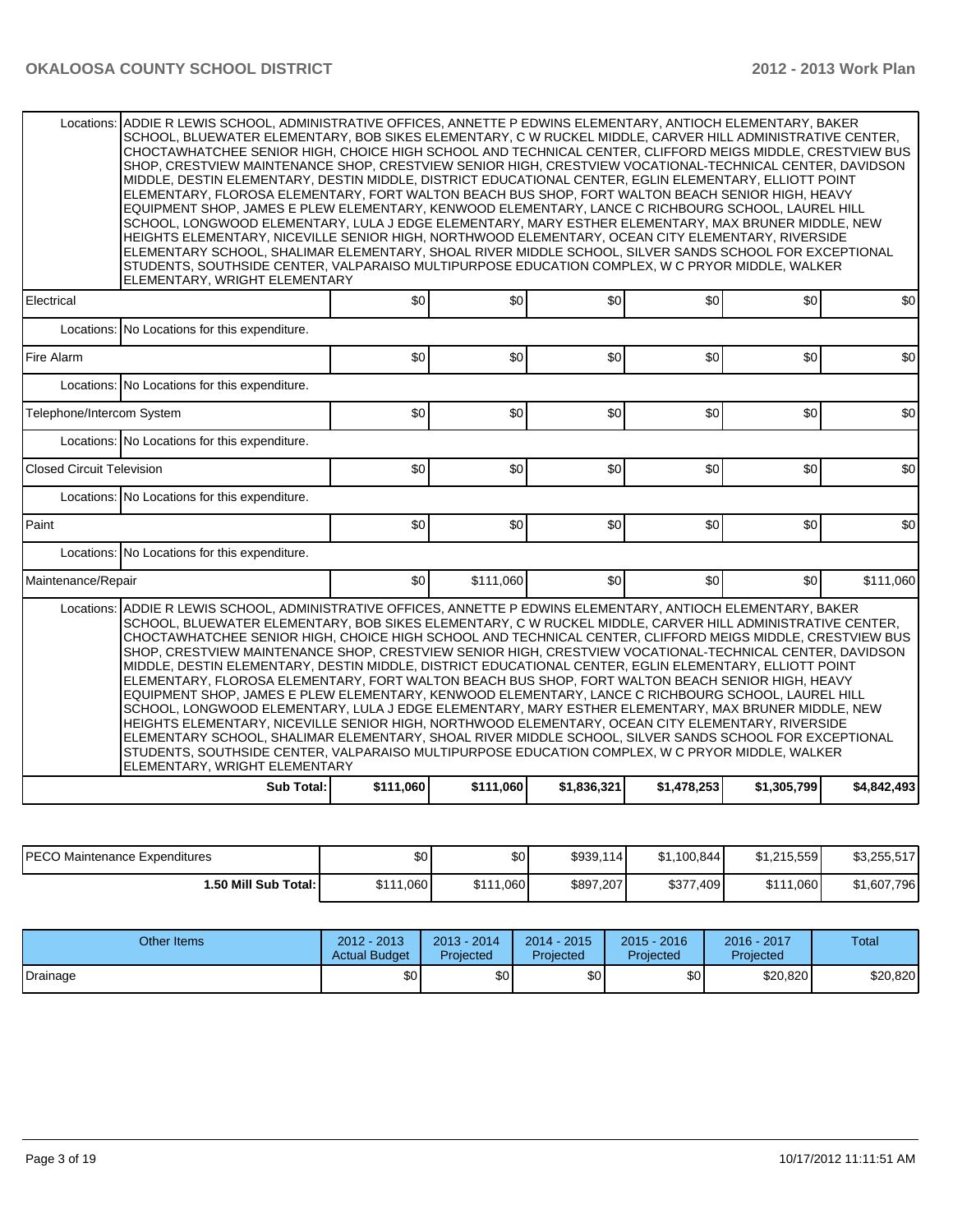| | | | | | | |
|---|---|---|---|---|---|---|
| Locations: | ADDIE R LEWIS SCHOOL, ADMINISTRATIVE OFFICES, ANNETTE P EDWINS ELEMENTARY, ANTIOCH ELEMENTARY, BAKER SCHOOL, BLUEWATER ELEMENTARY, BOB SIKES ELEMENTARY, C W RUCKEL MIDDLE, CARVER HILL ADMINISTRATIVE CENTER, CHOCTAWHATCHEE SENIOR HIGH, CHOICE HIGH SCHOOL AND TECHNICAL CENTER, CLIFFORD MEIGS MIDDLE, CRESTVIEW BUS SHOP, CRESTVIEW MAINTENANCE SHOP, CRESTVIEW SENIOR HIGH, CRESTVIEW VOCATIONAL-TECHNICAL CENTER, DAVIDSON MIDDLE, DESTIN ELEMENTARY, DESTIN MIDDLE, DISTRICT EDUCATIONAL CENTER, EGLIN ELEMENTARY, ELLIOTT POINT ELEMENTARY, FLOROSA ELEMENTARY, FORT WALTON BEACH BUS SHOP, FORT WALTON BEACH SENIOR HIGH, HEAVY EQUIPMENT SHOP, JAMES E PLEW ELEMENTARY, KENWOOD ELEMENTARY, LANCE C RICHBOURG SCHOOL, LAUREL HILL SCHOOL, LONGWOOD ELEMENTARY, LULA J EDGE ELEMENTARY, MARY ESTHER ELEMENTARY, MAX BRUNER MIDDLE, NEW HEIGHTS ELEMENTARY, NICEVILLE SENIOR HIGH, NORTHWOOD ELEMENTARY, OCEAN CITY ELEMENTARY, RIVERSIDE ELEMENTARY SCHOOL, SHALIMAR ELEMENTARY, SHOAL RIVER MIDDLE SCHOOL, SILVER SANDS SCHOOL FOR EXCEPTIONAL STUDENTS, SOUTHSIDE CENTER, VALPARAISO MULTIPURPOSE EDUCATION COMPLEX, W C PRYOR MIDDLE, WALKER ELEMENTARY, WRIGHT ELEMENTARY | | | | | |
| Electrical | $0 | $0 | $0 | $0 | $0 | $0 |
| Locations: | No Locations for this expenditure. | | | | | |
| Fire Alarm | $0 | $0 | $0 | $0 | $0 | $0 |
| Locations: | No Locations for this expenditure. | | | | | |
| Telephone/Intercom System | $0 | $0 | $0 | $0 | $0 | $0 |
| Locations: | No Locations for this expenditure. | | | | | |
| Closed Circuit Television | $0 | $0 | $0 | $0 | $0 | $0 |
| Locations: | No Locations for this expenditure. | | | | | |
| Paint | $0 | $0 | $0 | $0 | $0 | $0 |
| Locations: | No Locations for this expenditure. | | | | | |
| Maintenance/Repair | $0 | $111,060 | $0 | $0 | $0 | $111,060 |
| Locations: | ADDIE R LEWIS SCHOOL, ADMINISTRATIVE OFFICES, ANNETTE P EDWINS ELEMENTARY, ANTIOCH ELEMENTARY, BAKER SCHOOL, BLUEWATER ELEMENTARY, BOB SIKES ELEMENTARY, C W RUCKEL MIDDLE, CARVER HILL ADMINISTRATIVE CENTER, CHOCTAWHATCHEE SENIOR HIGH, CHOICE HIGH SCHOOL AND TECHNICAL CENTER, CLIFFORD MEIGS MIDDLE, CRESTVIEW BUS SHOP, CRESTVIEW MAINTENANCE SHOP, CRESTVIEW SENIOR HIGH, CRESTVIEW VOCATIONAL-TECHNICAL CENTER, DAVIDSON MIDDLE, DESTIN ELEMENTARY, DESTIN MIDDLE, DISTRICT EDUCATIONAL CENTER, EGLIN ELEMENTARY, ELLIOTT POINT ELEMENTARY, FLOROSA ELEMENTARY, FORT WALTON BEACH BUS SHOP, FORT WALTON BEACH SENIOR HIGH, HEAVY EQUIPMENT SHOP, JAMES E PLEW ELEMENTARY, KENWOOD ELEMENTARY, LANCE C RICHBOURG SCHOOL, LAUREL HILL SCHOOL, LONGWOOD ELEMENTARY, LULA J EDGE ELEMENTARY, MARY ESTHER ELEMENTARY, MAX BRUNER MIDDLE, NEW HEIGHTS ELEMENTARY, NICEVILLE SENIOR HIGH, NORTHWOOD ELEMENTARY, OCEAN CITY ELEMENTARY, RIVERSIDE ELEMENTARY SCHOOL, SHALIMAR ELEMENTARY, SHOAL RIVER MIDDLE SCHOOL, SILVER SANDS SCHOOL FOR EXCEPTIONAL STUDENTS, SOUTHSIDE CENTER, VALPARAISO MULTIPURPOSE EDUCATION COMPLEX, W C PRYOR MIDDLE, WALKER ELEMENTARY, WRIGHT ELEMENTARY | | | | | |
| **Sub Total:** | **$111,060** | **$111,060** | **$1,836,321** | **$1,478,253** | **$1,305,799** | **$4,842,493** |

| | | | | | | |
|---|---|---|---|---|---|---|
| PECO Maintenance Expenditures | $0 | $0 | $939,114 | $1,100,844 | $1,215,559 | $3,255,517 |
| **1.50 Mill Sub Total:** | $111,060 | $111,060 | $897,207 | $377,409 | $111,060 | $1,607,796 |

| Other Items | 2012 - 2013 Actual Budget | 2013 - 2014 Projected | 2014 - 2015 Projected | 2015 - 2016 Projected | 2016 - 2017 Projected | Total |
|---|---|---|---|---|---|---|
| Drainage | $0 | $0 | $0 | $0 | $20,820 | $20,820 |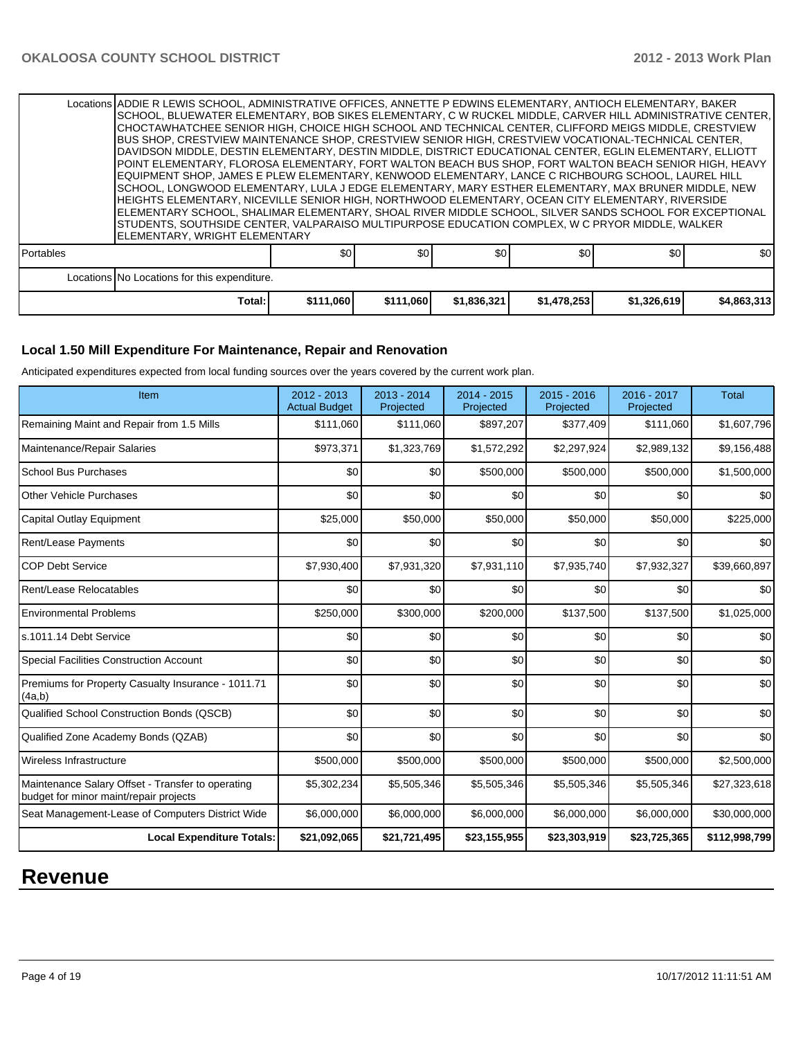| | | | | | | | |
|---|---|---|---|---|---|---|---|
| | Locations | ADDIE R LEWIS SCHOOL, ADMINISTRATIVE OFFICES, ANNETTE P EDWINS ELEMENTARY, ANTIOCH ELEMENTARY, BAKER SCHOOL, BLUEWATER ELEMENTARY, BOB SIKES ELEMENTARY, C W RUCKEL MIDDLE, CARVER HILL ADMINISTRATIVE CENTER, CHOCTAWHATCHEE SENIOR HIGH, CHOICE HIGH SCHOOL AND TECHNICAL CENTER, CLIFFORD MEIGS MIDDLE, CRESTVIEW BUS SHOP, CRESTVIEW MAINTENANCE SHOP, CRESTVIEW SENIOR HIGH, CRESTVIEW VOCATIONAL-TECHNICAL CENTER, DAVIDSON MIDDLE, DESTIN ELEMENTARY, DESTIN MIDDLE, DISTRICT EDUCATIONAL CENTER, EGLIN ELEMENTARY, ELLIOTT POINT ELEMENTARY, FLOROSA ELEMENTARY, FORT WALTON BEACH BUS SHOP, FORT WALTON BEACH SENIOR HIGH, HEAVY EQUIPMENT SHOP, JAMES E PLEW ELEMENTARY, KENWOOD ELEMENTARY, LANCE C RICHBOURG SCHOOL, LAUREL HILL SCHOOL, LONGWOOD ELEMENTARY, LULA J EDGE ELEMENTARY, MARY ESTHER ELEMENTARY, MAX BRUNER MIDDLE, NEW HEIGHTS ELEMENTARY, NICEVILLE SENIOR HIGH, NORTHWOOD ELEMENTARY, OCEAN CITY ELEMENTARY, RIVERSIDE ELEMENTARY SCHOOL, SHALIMAR ELEMENTARY, SHOAL RIVER MIDDLE SCHOOL, SILVER SANDS SCHOOL FOR EXCEPTIONAL STUDENTS, SOUTHSIDE CENTER, VALPARAISO MULTIPURPOSE EDUCATION COMPLEX, W C PRYOR MIDDLE, WALKER ELEMENTARY, WRIGHT ELEMENTARY | | | | | |
| Portables | | $0 | $0 | $0 | $0 | $0 | $0 |
| | Locations | No Locations for this expenditure. | | | | | |
| | Total: | $111,060 | $111,060 | $1,836,321 | $1,478,253 | $1,326,619 | $4,863,313 |

### Local 1.50 Mill Expenditure For Maintenance, Repair and Renovation

Anticipated expenditures expected from local funding sources over the years covered by the current work plan.

| Item | 2012 - 2013 Actual Budget | 2013 - 2014 Projected | 2014 - 2015 Projected | 2015 - 2016 Projected | 2016 - 2017 Projected | Total |
|---|---|---|---|---|---|---|
| Remaining Maint and Repair from 1.5 Mills | $111,060 | $111,060 | $897,207 | $377,409 | $111,060 | $1,607,796 |
| Maintenance/Repair Salaries | $973,371 | $1,323,769 | $1,572,292 | $2,297,924 | $2,989,132 | $9,156,488 |
| School Bus Purchases | $0 | $0 | $500,000 | $500,000 | $500,000 | $1,500,000 |
| Other Vehicle Purchases | $0 | $0 | $0 | $0 | $0 | $0 |
| Capital Outlay Equipment | $25,000 | $50,000 | $50,000 | $50,000 | $50,000 | $225,000 |
| Rent/Lease Payments | $0 | $0 | $0 | $0 | $0 | $0 |
| COP Debt Service | $7,930,400 | $7,931,320 | $7,931,110 | $7,935,740 | $7,932,327 | $39,660,897 |
| Rent/Lease Relocatables | $0 | $0 | $0 | $0 | $0 | $0 |
| Environmental Problems | $250,000 | $300,000 | $200,000 | $137,500 | $137,500 | $1,025,000 |
| s.1011.14 Debt Service | $0 | $0 | $0 | $0 | $0 | $0 |
| Special Facilities Construction Account | $0 | $0 | $0 | $0 | $0 | $0 |
| Premiums for Property Casualty Insurance - 1011.71 (4a,b) | $0 | $0 | $0 | $0 | $0 | $0 |
| Qualified School Construction Bonds (QSCB) | $0 | $0 | $0 | $0 | $0 | $0 |
| Qualified Zone Academy Bonds (QZAB) | $0 | $0 | $0 | $0 | $0 | $0 |
| Wireless Infrastructure | $500,000 | $500,000 | $500,000 | $500,000 | $500,000 | $2,500,000 |
| Maintenance Salary Offset - Transfer to operating budget for minor maint/repair projects | $5,302,234 | $5,505,346 | $5,505,346 | $5,505,346 | $5,505,346 | $27,323,618 |
| Seat Management-Lease of Computers District Wide | $6,000,000 | $6,000,000 | $6,000,000 | $6,000,000 | $6,000,000 | $30,000,000 |
| **Local Expenditure Totals:** | $21,092,065 | $21,721,495 | $23,155,955 | $23,303,919 | $23,725,365 | $112,998,799 |

# Revenue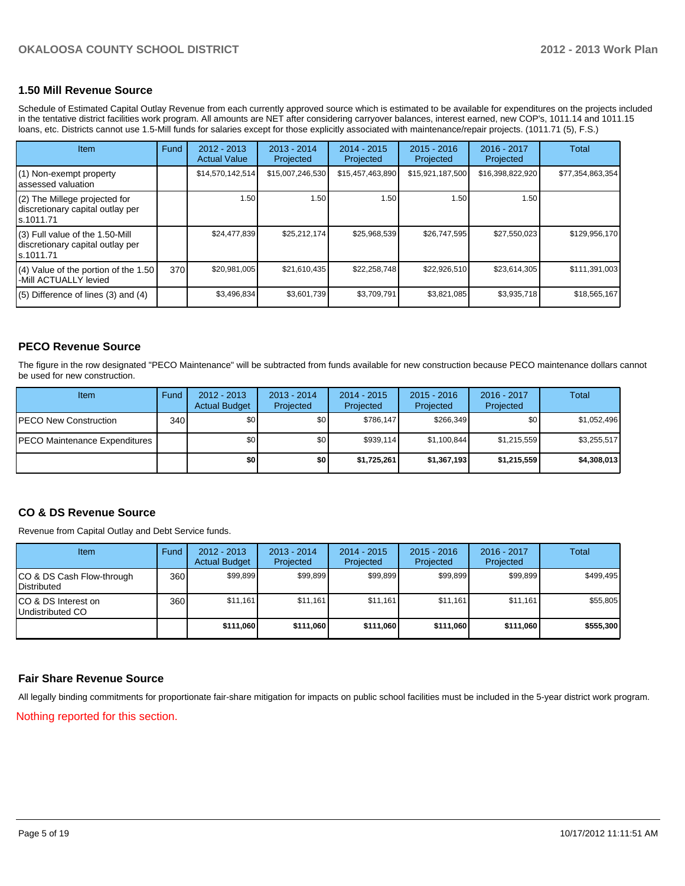## 1.50 Mill Revenue Source

Schedule of Estimated Capital Outlay Revenue from each currently approved source which is estimated to be available for expenditures on the projects included in the tentative district facilities work program. All amounts are NET after considering carryover balances, interest earned, new COP's, 1011.14 and 1011.15 loans, etc. Districts cannot use 1.5-Mill funds for salaries except for those explicitly associated with maintenance/repair projects. (1011.71 (5), F.S.)

| Item | Fund | 2012 - 2013 Actual Value | 2013 - 2014 Projected | 2014 - 2015 Projected | 2015 - 2016 Projected | 2016 - 2017 Projected | Total |
|---|---|---|---|---|---|---|---|
| (1) Non-exempt property assessed valuation | | $14,570,142,514 | $15,007,246,530 | $15,457,463,890 | $15,921,187,500 | $16,398,822,920 | $77,354,863,354 |
| (2) The Millege projected for discretionary capital outlay per s.1011.71 | | 1.50 | 1.50 | 1.50 | 1.50 | 1.50 | |
| (3) Full value of the 1.50-Mill discretionary capital outlay per s.1011.71 | | $24,477,839 | $25,212,174 | $25,968,539 | $26,747,595 | $27,550,023 | $129,956,170 |
| (4) Value of the portion of the 1.50 -Mill ACTUALLY levied | 370 | $20,981,005 | $21,610,435 | $22,258,748 | $22,926,510 | $23,614,305 | $111,391,003 |
| (5) Difference of lines (3) and (4) | | $3,496,834 | $3,601,739 | $3,709,791 | $3,821,085 | $3,935,718 | $18,565,167 |

## PECO Revenue Source

The figure in the row designated "PECO Maintenance" will be subtracted from funds available for new construction because PECO maintenance dollars cannot be used for new construction.

| Item | Fund | 2012 - 2013 Actual Budget | 2013 - 2014 Projected | 2014 - 2015 Projected | 2015 - 2016 Projected | 2016 - 2017 Projected | Total |
|---|---|---|---|---|---|---|---|
| PECO New Construction | 340 | $0 | $0 | $786,147 | $266,349 | $0 | $1,052,496 |
| PECO Maintenance Expenditures | | $0 | $0 | $939,114 | $1,100,844 | $1,215,559 | $3,255,517 |
| | | **$0** | **$0** | **$1,725,261** | **$1,367,193** | **$1,215,559** | **$4,308,013** |

## CO & DS Revenue Source

Revenue from Capital Outlay and Debt Service funds.

| Item | Fund | 2012 - 2013 Actual Budget | 2013 - 2014 Projected | 2014 - 2015 Projected | 2015 - 2016 Projected | 2016 - 2017 Projected | Total |
|---|---|---|---|---|---|---|---|
| CO & DS Cash Flow-through Distributed | 360 | $99,899 | $99,899 | $99,899 | $99,899 | $99,899 | $499,495 |
| CO & DS Interest on Undistributed CO | 360 | $11,161 | $11,161 | $11,161 | $11,161 | $11,161 | $55,805 |
| | | **$111,060** | **$111,060** | **$111,060** | **$111,060** | **$111,060** | **$555,300** |

## Fair Share Revenue Source

All legally binding commitments for proportionate fair-share mitigation for impacts on public school facilities must be included in the 5-year district work program.

Nothing reported for this section.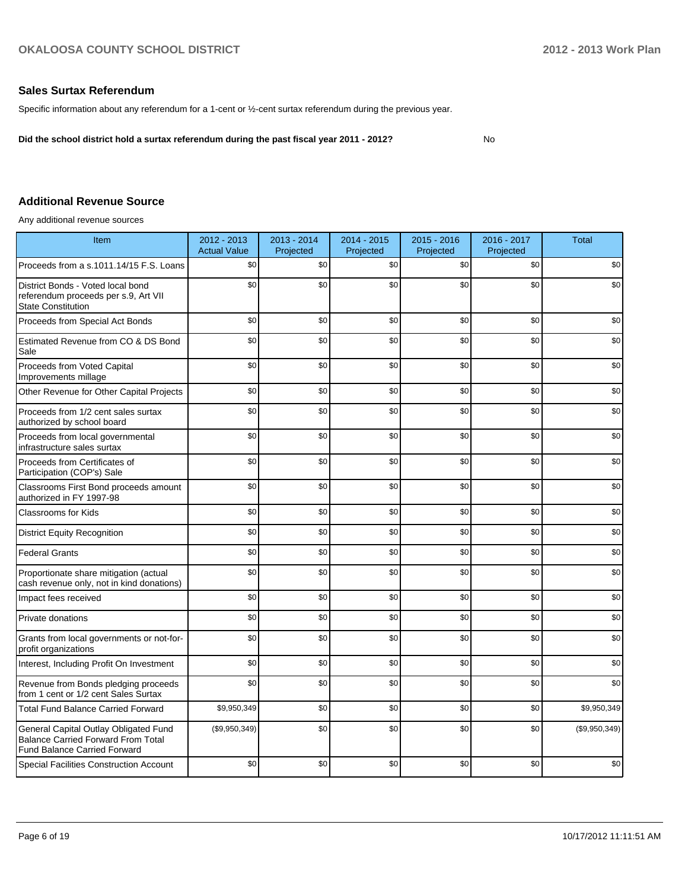## Sales Surtax Referendum

Specific information about any referendum for a 1-cent or ½-cent surtax referendum during the previous year.

**Did the school district hold a surtax referendum during the past fiscal year 2011 - 2012?** No

## Additional Revenue Source

Any additional revenue sources

| Item | 2012 - 2013 Actual Value | 2013 - 2014 Projected | 2014 - 2015 Projected | 2015 - 2016 Projected | 2016 - 2017 Projected | Total |
|---|---|---|---|---|---|---|
| Proceeds from a s.1011.14/15 F.S. Loans | $0 | $0 | $0 | $0 | $0 | $0 |
| District Bonds - Voted local bond referendum proceeds per s.9, Art VII State Constitution | $0 | $0 | $0 | $0 | $0 | $0 |
| Proceeds from Special Act Bonds | $0 | $0 | $0 | $0 | $0 | $0 |
| Estimated Revenue from CO & DS Bond Sale | $0 | $0 | $0 | $0 | $0 | $0 |
| Proceeds from Voted Capital Improvements millage | $0 | $0 | $0 | $0 | $0 | $0 |
| Other Revenue for Other Capital Projects | $0 | $0 | $0 | $0 | $0 | $0 |
| Proceeds from 1/2 cent sales surtax authorized by school board | $0 | $0 | $0 | $0 | $0 | $0 |
| Proceeds from local governmental infrastructure sales surtax | $0 | $0 | $0 | $0 | $0 | $0 |
| Proceeds from Certificates of Participation (COP's) Sale | $0 | $0 | $0 | $0 | $0 | $0 |
| Classrooms First Bond proceeds amount authorized in FY 1997-98 | $0 | $0 | $0 | $0 | $0 | $0 |
| Classrooms for Kids | $0 | $0 | $0 | $0 | $0 | $0 |
| District Equity Recognition | $0 | $0 | $0 | $0 | $0 | $0 |
| Federal Grants | $0 | $0 | $0 | $0 | $0 | $0 |
| Proportionate share mitigation (actual cash revenue only, not in kind donations) | $0 | $0 | $0 | $0 | $0 | $0 |
| Impact fees received | $0 | $0 | $0 | $0 | $0 | $0 |
| Private donations | $0 | $0 | $0 | $0 | $0 | $0 |
| Grants from local governments or not-for-profit organizations | $0 | $0 | $0 | $0 | $0 | $0 |
| Interest, Including Profit On Investment | $0 | $0 | $0 | $0 | $0 | $0 |
| Revenue from Bonds pledging proceeds from 1 cent or 1/2 cent Sales Surtax | $0 | $0 | $0 | $0 | $0 | $0 |
| Total Fund Balance Carried Forward | $9,950,349 | $0 | $0 | $0 | $0 | $9,950,349 |
| General Capital Outlay Obligated Fund Balance Carried Forward From Total Fund Balance Carried Forward | ($9,950,349) | $0 | $0 | $0 | $0 | ($9,950,349) |
| Special Facilities Construction Account | $0 | $0 | $0 | $0 | $0 | $0 |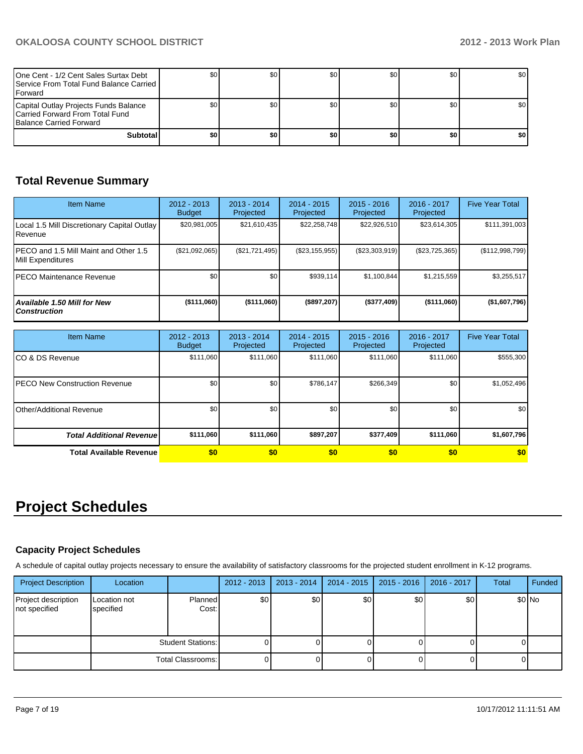| | | | | | | |
|---|---|---|---|---|---|---|
| One Cent - 1/2 Cent Sales Surtax Debt Service From Total Fund Balance Carried Forward | $0 | $0 | $0 | $0 | $0 | $0 |
| Capital Outlay Projects Funds Balance Carried Forward From Total Fund Balance Carried Forward | $0 | $0 | $0 | $0 | $0 | $0 |
| **Subtotal** | **$0** | **$0** | **$0** | **$0** | **$0** | **$0** |

## Total Revenue Summary

| Item Name | 2012 - 2013 Budget | 2013 - 2014 Projected | 2014 - 2015 Projected | 2015 - 2016 Projected | 2016 - 2017 Projected | Five Year Total |
|---|---|---|---|---|---|---|
| Local 1.5 Mill Discretionary Capital Outlay Revenue | $20,981,005 | $21,610,435 | $22,258,748 | $22,926,510 | $23,614,305 | $111,391,003 |
| PECO and 1.5 Mill Maint and Other 1.5 Mill Expenditures | ($21,092,065) | ($21,721,495) | ($23,155,955) | ($23,303,919) | ($23,725,365) | ($112,998,799) |
| PECO Maintenance Revenue | $0 | $0 | $939,114 | $1,100,844 | $1,215,559 | $3,255,517 |
| ***Available 1.50 Mill for New Construction*** | **($111,060)** | **($111,060)** | **($897,207)** | **($377,409)** | **($111,060)** | **($1,607,796)** |

| Item Name | 2012 - 2013 Budget | 2013 - 2014 Projected | 2014 - 2015 Projected | 2015 - 2016 Projected | 2016 - 2017 Projected | Five Year Total |
|---|---|---|---|---|---|---|
| CO & DS Revenue | $111,060 | $111,060 | $111,060 | $111,060 | $111,060 | $555,300 |
| PECO New Construction Revenue | $0 | $0 | $786,147 | $266,349 | $0 | $1,052,496 |
| Other/Additional Revenue | $0 | $0 | $0 | $0 | $0 | $0 |
| ***Total Additional Revenue*** | **$111,060** | **$111,060** | **$897,207** | **$377,409** | **$111,060** | **$1,607,796** |
| **Total Available Revenue** | **$0** | **$0** | **$0** | **$0** | **$0** | **$0** |

# Project Schedules

### Capacity Project Schedules

A schedule of capital outlay projects necessary to ensure the availability of satisfactory classrooms for the projected student enrollment in K-12 programs.

| Project Description | Location | | 2012 - 2013 | 2013 - 2014 | 2014 - 2015 | 2015 - 2016 | 2016 - 2017 | Total | Funded |
|---|---|---|---|---|---|---|---|---|---|
| Project description not specified | Location not specified | Planned Cost: | $0 | $0 | $0 | $0 | $0 | $0 | No |
| | | Student Stations: | 0 | 0 | 0 | 0 | 0 | 0 | |
| | | Total Classrooms: | 0 | 0 | 0 | 0 | 0 | 0 | |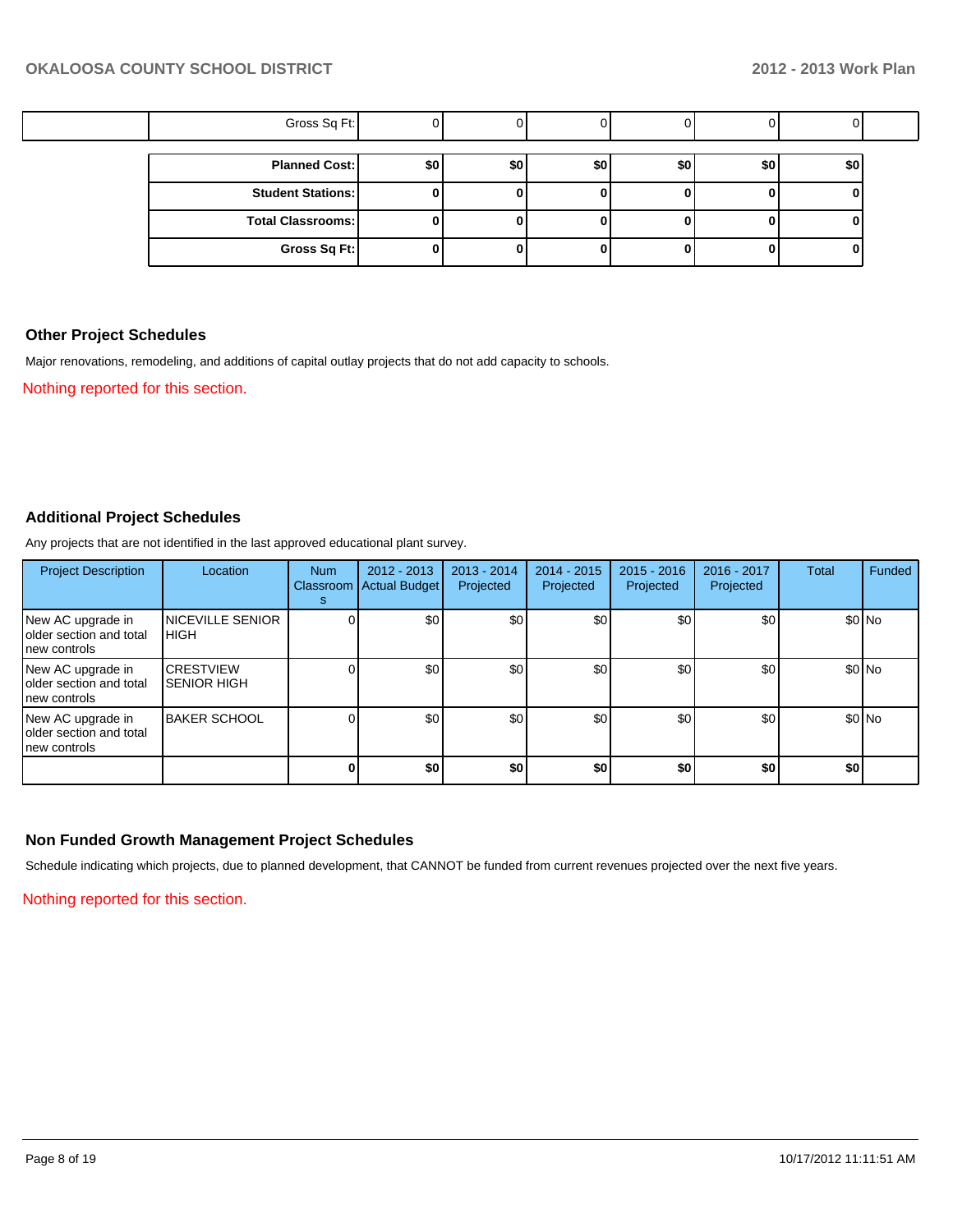| | Gross Sq Ft: | 0 | 0 | 0 | 0 | 0 | 0 | |
|---|---|---|---|---|---|---|---|---|

| Planned Cost: | $0 | $0 | $0 | $0 | $0 | $0 |
|---|---|---|---|---|---|---|
| Student Stations: | 0 | 0 | 0 | 0 | 0 | 0 |
| Total Classrooms: | 0 | 0 | 0 | 0 | 0 | 0 |
| Gross Sq Ft: | 0 | 0 | 0 | 0 | 0 | 0 |

## Other Project Schedules

Major renovations, remodeling, and additions of capital outlay projects that do not add capacity to schools.

Nothing reported for this section.

## Additional Project Schedules

Any projects that are not identified in the last approved educational plant survey.

| Project Description | Location | Num Classrooms | 2012 - 2013 Actual Budget | 2013 - 2014 Projected | 2014 - 2015 Projected | 2015 - 2016 Projected | 2016 - 2017 Projected | Total | Funded |
|---|---|---|---|---|---|---|---|---|---|
| New AC upgrade in older section and total new controls | NICEVILLE SENIOR HIGH | 0 | $0 | $0 | $0 | $0 | $0 | $0 | No |
| New AC upgrade in older section and total new controls | CRESTVIEW SENIOR HIGH | 0 | $0 | $0 | $0 | $0 | $0 | $0 | No |
| New AC upgrade in older section and total new controls | BAKER SCHOOL | 0 | $0 | $0 | $0 | $0 | $0 | $0 | No |
| | | **0** | **$0** | **$0** | **$0** | **$0** | **$0** | **$0** | |

## Non Funded Growth Management Project Schedules

Schedule indicating which projects, due to planned development, that CANNOT be funded from current revenues projected over the next five years.

Nothing reported for this section.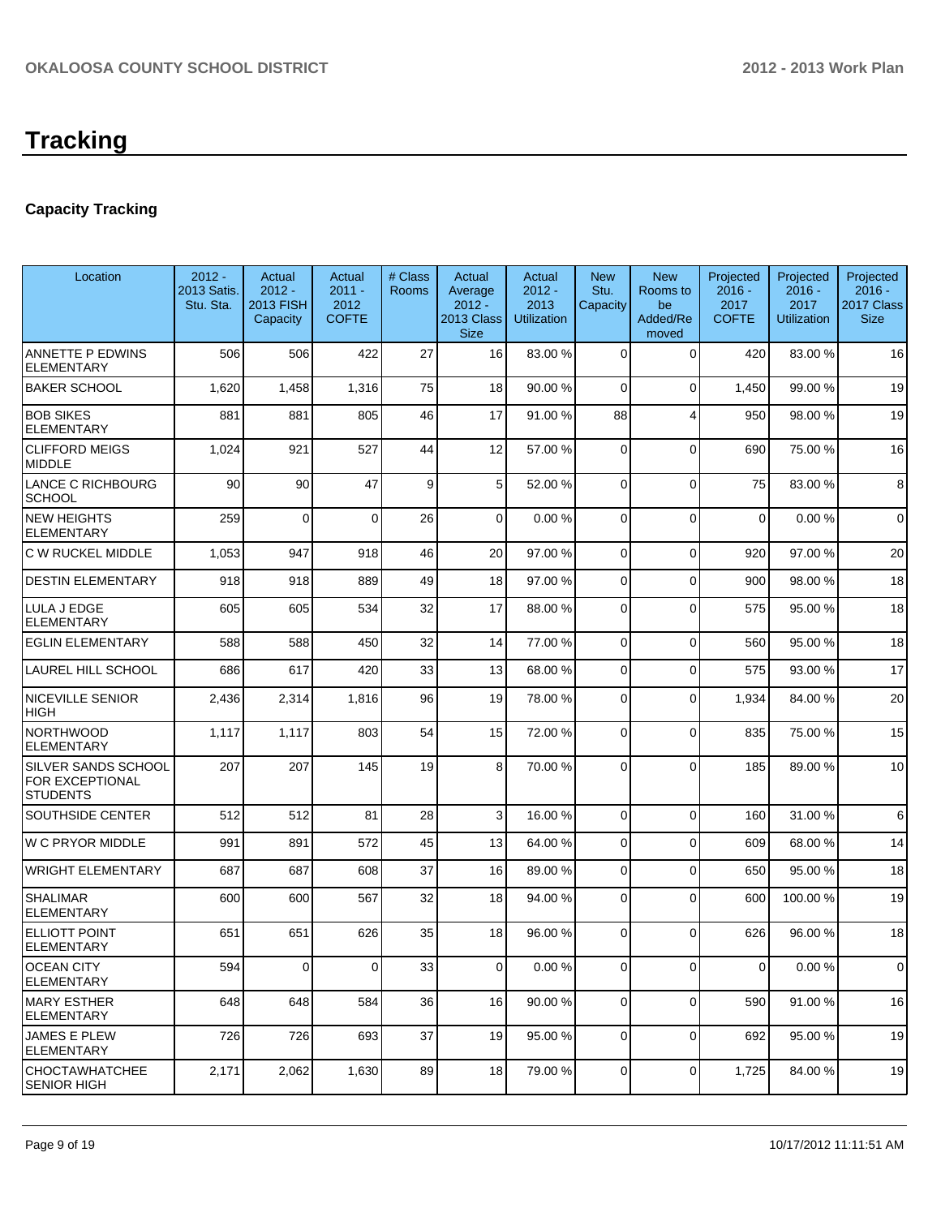# Tracking

## Capacity Tracking

| Location | 2012 - 2013 Satis. Stu. Sta. | Actual 2012 - 2013 FISH Capacity | Actual 2011 - 2012 COFTE | # Class Rooms | Actual Average 2012 - 2013 Class Size | Actual 2012 - 2013 Utilization | New Stu. Capacity | New Rooms to be Added/Removed | Projected 2016 - 2017 COFTE | Projected 2016 - 2017 Utilization | Projected 2016 - 2017 Class Size |
|---|---|---|---|---|---|---|---|---|---|---|---|
| ANNETTE P EDWINS ELEMENTARY | 506 | 506 | 422 | 27 | 16 | 83.00 % | 0 | 0 | 420 | 83.00 % | 16 |
| BAKER SCHOOL | 1,620 | 1,458 | 1,316 | 75 | 18 | 90.00 % | 0 | 0 | 1,450 | 99.00 % | 19 |
| BOB SIKES ELEMENTARY | 881 | 881 | 805 | 46 | 17 | 91.00 % | 88 | 4 | 950 | 98.00 % | 19 |
| CLIFFORD MEIGS MIDDLE | 1,024 | 921 | 527 | 44 | 12 | 57.00 % | 0 | 0 | 690 | 75.00 % | 16 |
| LANCE C RICHBOURG SCHOOL | 90 | 90 | 47 | 9 | 5 | 52.00 % | 0 | 0 | 75 | 83.00 % | 8 |
| NEW HEIGHTS ELEMENTARY | 259 | 0 | 0 | 26 | 0 | 0.00 % | 0 | 0 | 0 | 0.00 % | 0 |
| C W RUCKEL MIDDLE | 1,053 | 947 | 918 | 46 | 20 | 97.00 % | 0 | 0 | 920 | 97.00 % | 20 |
| DESTIN ELEMENTARY | 918 | 918 | 889 | 49 | 18 | 97.00 % | 0 | 0 | 900 | 98.00 % | 18 |
| LULA J EDGE ELEMENTARY | 605 | 605 | 534 | 32 | 17 | 88.00 % | 0 | 0 | 575 | 95.00 % | 18 |
| EGLIN ELEMENTARY | 588 | 588 | 450 | 32 | 14 | 77.00 % | 0 | 0 | 560 | 95.00 % | 18 |
| LAUREL HILL SCHOOL | 686 | 617 | 420 | 33 | 13 | 68.00 % | 0 | 0 | 575 | 93.00 % | 17 |
| NICEVILLE SENIOR HIGH | 2,436 | 2,314 | 1,816 | 96 | 19 | 78.00 % | 0 | 0 | 1,934 | 84.00 % | 20 |
| NORTHWOOD ELEMENTARY | 1,117 | 1,117 | 803 | 54 | 15 | 72.00 % | 0 | 0 | 835 | 75.00 % | 15 |
| SILVER SANDS SCHOOL FOR EXCEPTIONAL STUDENTS | 207 | 207 | 145 | 19 | 8 | 70.00 % | 0 | 0 | 185 | 89.00 % | 10 |
| SOUTHSIDE CENTER | 512 | 512 | 81 | 28 | 3 | 16.00 % | 0 | 0 | 160 | 31.00 % | 6 |
| W C PRYOR MIDDLE | 991 | 891 | 572 | 45 | 13 | 64.00 % | 0 | 0 | 609 | 68.00 % | 14 |
| WRIGHT ELEMENTARY | 687 | 687 | 608 | 37 | 16 | 89.00 % | 0 | 0 | 650 | 95.00 % | 18 |
| SHALIMAR ELEMENTARY | 600 | 600 | 567 | 32 | 18 | 94.00 % | 0 | 0 | 600 | 100.00 % | 19 |
| ELLIOTT POINT ELEMENTARY | 651 | 651 | 626 | 35 | 18 | 96.00 % | 0 | 0 | 626 | 96.00 % | 18 |
| OCEAN CITY ELEMENTARY | 594 | 0 | 0 | 33 | 0 | 0.00 % | 0 | 0 | 0 | 0.00 % | 0 |
| MARY ESTHER ELEMENTARY | 648 | 648 | 584 | 36 | 16 | 90.00 % | 0 | 0 | 590 | 91.00 % | 16 |
| JAMES E PLEW ELEMENTARY | 726 | 726 | 693 | 37 | 19 | 95.00 % | 0 | 0 | 692 | 95.00 % | 19 |
| CHOCTAWHATCHEE SENIOR HIGH | 2,171 | 2,062 | 1,630 | 89 | 18 | 79.00 % | 0 | 0 | 1,725 | 84.00 % | 19 |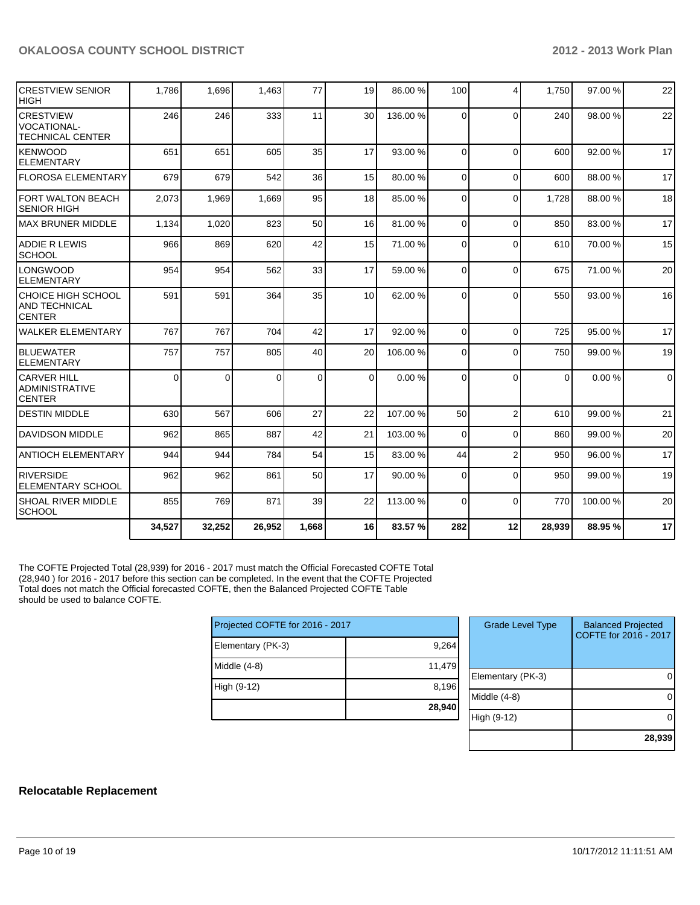| | | | | | | | | | | | |
|---|---|---|---|---|---|---|---|---|---|---|---|
| CRESTVIEW SENIOR HIGH | 1,786 | 1,696 | 1,463 | 77 | 19 | 86.00 % | 100 | 4 | 1,750 | 97.00 % | 22 |
| CRESTVIEW VOCATIONAL-TECHNICAL CENTER | 246 | 246 | 333 | 11 | 30 | 136.00 % | 0 | 0 | 240 | 98.00 % | 22 |
| KENWOOD ELEMENTARY | 651 | 651 | 605 | 35 | 17 | 93.00 % | 0 | 0 | 600 | 92.00 % | 17 |
| FLOROSA ELEMENTARY | 679 | 679 | 542 | 36 | 15 | 80.00 % | 0 | 0 | 600 | 88.00 % | 17 |
| FORT WALTON BEACH SENIOR HIGH | 2,073 | 1,969 | 1,669 | 95 | 18 | 85.00 % | 0 | 0 | 1,728 | 88.00 % | 18 |
| MAX BRUNER MIDDLE | 1,134 | 1,020 | 823 | 50 | 16 | 81.00 % | 0 | 0 | 850 | 83.00 % | 17 |
| ADDIE R LEWIS SCHOOL | 966 | 869 | 620 | 42 | 15 | 71.00 % | 0 | 0 | 610 | 70.00 % | 15 |
| LONGWOOD ELEMENTARY | 954 | 954 | 562 | 33 | 17 | 59.00 % | 0 | 0 | 675 | 71.00 % | 20 |
| CHOICE HIGH SCHOOL AND TECHNICAL CENTER | 591 | 591 | 364 | 35 | 10 | 62.00 % | 0 | 0 | 550 | 93.00 % | 16 |
| WALKER ELEMENTARY | 767 | 767 | 704 | 42 | 17 | 92.00 % | 0 | 0 | 725 | 95.00 % | 17 |
| BLUEWATER ELEMENTARY | 757 | 757 | 805 | 40 | 20 | 106.00 % | 0 | 0 | 750 | 99.00 % | 19 |
| CARVER HILL ADMINISTRATIVE CENTER | 0 | 0 | 0 | 0 | 0 | 0.00 % | 0 | 0 | 0 | 0.00 % | 0 |
| DESTIN MIDDLE | 630 | 567 | 606 | 27 | 22 | 107.00 % | 50 | 2 | 610 | 99.00 % | 21 |
| DAVIDSON MIDDLE | 962 | 865 | 887 | 42 | 21 | 103.00 % | 0 | 0 | 860 | 99.00 % | 20 |
| ANTIOCH ELEMENTARY | 944 | 944 | 784 | 54 | 15 | 83.00 % | 44 | 2 | 950 | 96.00 % | 17 |
| RIVERSIDE ELEMENTARY SCHOOL | 962 | 962 | 861 | 50 | 17 | 90.00 % | 0 | 0 | 950 | 99.00 % | 19 |
| SHOAL RIVER MIDDLE SCHOOL | 855 | 769 | 871 | 39 | 22 | 113.00 % | 0 | 0 | 770 | 100.00 % | 20 |
| | **34,527** | **32,252** | **26,952** | **1,668** | **16** | **83.57 %** | **282** | **12** | **28,939** | **88.95 %** | **17** |

The COFTE Projected Total (28,939) for 2016 - 2017 must match the Official Forecasted COFTE Total (28,940 ) for 2016 - 2017 before this section can be completed. In the event that the COFTE Projected Total does not match the Official forecasted COFTE, then the Balanced Projected COFTE Table should be used to balance COFTE.

| Projected COFTE for 2016 - 2017 | |
|---|---|
| Elementary (PK-3) | 9,264 |
| Middle (4-8) | 11,479 |
| High (9-12) | 8,196 |
| | **28,940** |

| Grade Level Type | Balanced Projected COFTE for 2016 - 2017 |
|---|---|
| Elementary (PK-3) | 0 |
| Middle (4-8) | 0 |
| High (9-12) | 0 |
| | **28,939** |

## Relocatable Replacement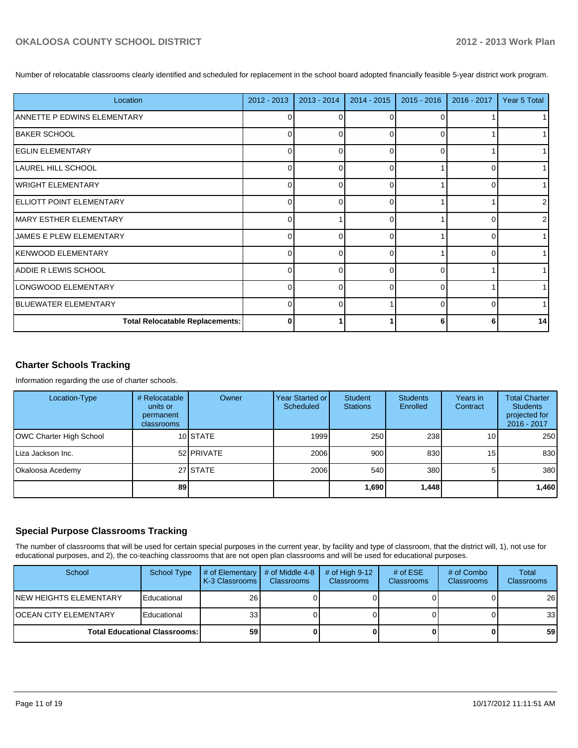Number of relocatable classrooms clearly identified and scheduled for replacement in the school board adopted financially feasible 5-year district work program.

| Location | 2012 - 2013 | 2013 - 2014 | 2014 - 2015 | 2015 - 2016 | 2016 - 2017 | Year 5 Total |
|---|---|---|---|---|---|---|
| ANNETTE P EDWINS ELEMENTARY | 0 | 0 | 0 | 0 | 1 | 1 |
| BAKER SCHOOL | 0 | 0 | 0 | 0 | 1 | 1 |
| EGLIN ELEMENTARY | 0 | 0 | 0 | 0 | 1 | 1 |
| LAUREL HILL SCHOOL | 0 | 0 | 0 | 1 | 0 | 1 |
| WRIGHT ELEMENTARY | 0 | 0 | 0 | 1 | 0 | 1 |
| ELLIOTT POINT ELEMENTARY | 0 | 0 | 0 | 1 | 1 | 2 |
| MARY ESTHER ELEMENTARY | 0 | 1 | 0 | 1 | 0 | 2 |
| JAMES E PLEW ELEMENTARY | 0 | 0 | 0 | 1 | 0 | 1 |
| KENWOOD ELEMENTARY | 0 | 0 | 0 | 1 | 0 | 1 |
| ADDIE R LEWIS SCHOOL | 0 | 0 | 0 | 0 | 1 | 1 |
| LONGWOOD ELEMENTARY | 0 | 0 | 0 | 0 | 1 | 1 |
| BLUEWATER ELEMENTARY | 0 | 0 | 1 | 0 | 0 | 1 |
| **Total Relocatable Replacements:** | **0** | **1** | **1** | **6** | **6** | **14** |

## Charter Schools Tracking

Information regarding the use of charter schools.

| Location-Type | # Relocatable units or permanent classrooms | Owner | Year Started or Scheduled | Student Stations | Students Enrolled | Years in Contract | Total Charter Students projected for 2016 - 2017 |
|---|---|---|---|---|---|---|---|
| OWC Charter High School | 10 | STATE | 1999 | 250 | 238 | 10 | 250 |
| Liza Jackson Inc. | 52 | PRIVATE | 2006 | 900 | 830 | 15 | 830 |
| Okaloosa Acedemy | 27 | STATE | 2006 | 540 | 380 | 5 | 380 |
| | **89** | | | **1,690** | **1,448** | | **1,460** |

## Special Purpose Classrooms Tracking

The number of classrooms that will be used for certain special purposes in the current year, by facility and type of classroom, that the district will, 1), not use for educational purposes, and 2), the co-teaching classrooms that are not open plan classrooms and will be used for educational purposes.

| School | School Type | # of Elementary K-3 Classrooms | # of Middle 4-8 Classrooms | # of High 9-12 Classrooms | # of ESE Classrooms | # of Combo Classrooms | Total Classrooms |
|---|---|---|---|---|---|---|---|
| NEW HEIGHTS ELEMENTARY | Educational | 26 | 0 | 0 | 0 | 0 | 26 |
| OCEAN CITY ELEMENTARY | Educational | 33 | 0 | 0 | 0 | 0 | 33 |
| **Total Educational Classrooms:** | | **59** | **0** | **0** | **0** | **0** | **59** |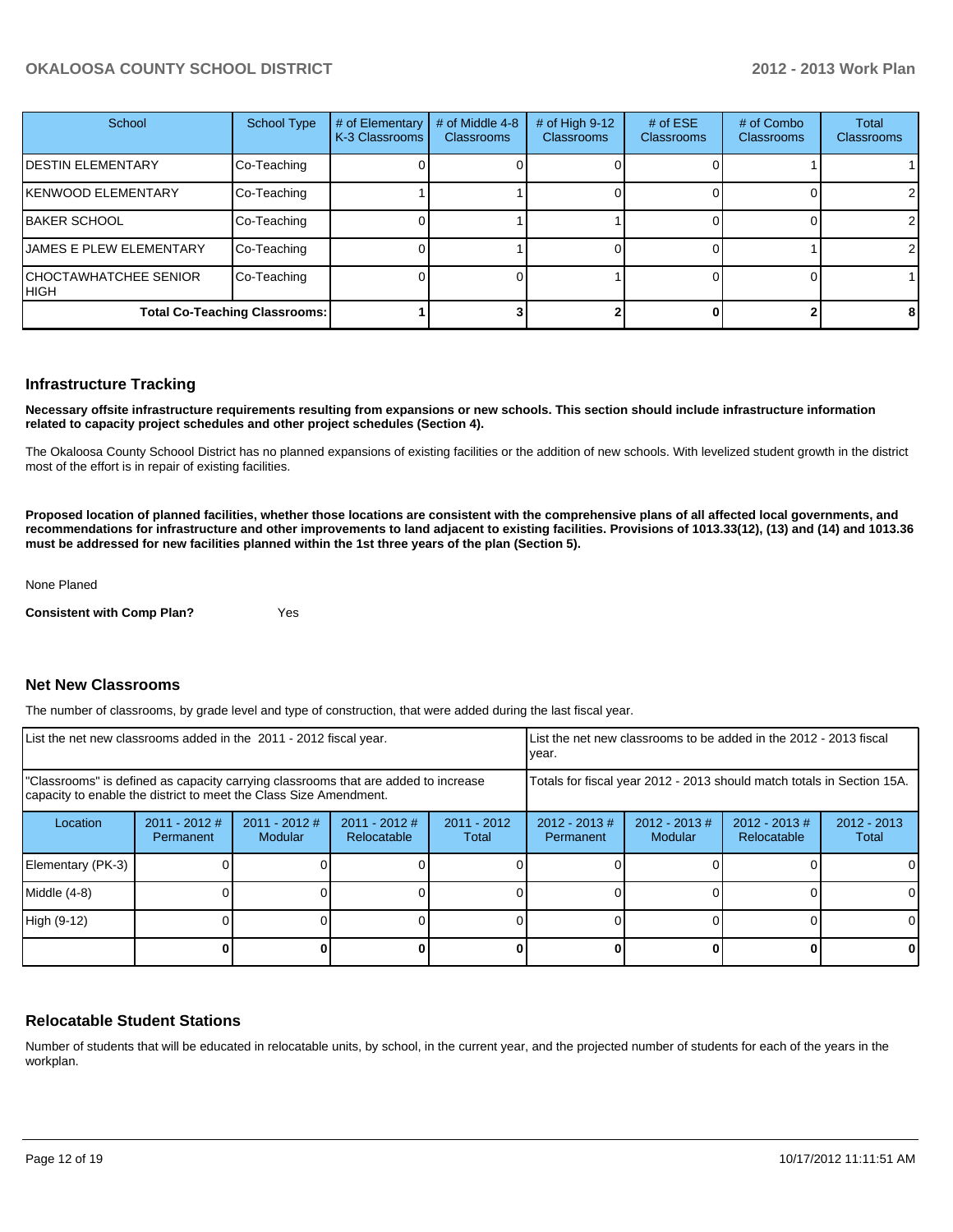| School | School Type | # of Elementary K-3 Classrooms | # of Middle 4-8 Classrooms | # of High 9-12 Classrooms | # of ESE Classrooms | # of Combo Classrooms | Total Classrooms |
|---|---|---|---|---|---|---|---|
| DESTIN ELEMENTARY | Co-Teaching | 0 | 0 | 0 | 0 | 1 | 1 |
| KENWOOD ELEMENTARY | Co-Teaching | 1 | 1 | 0 | 0 | 0 | 2 |
| BAKER SCHOOL | Co-Teaching | 0 | 1 | 1 | 0 | 0 | 2 |
| JAMES E PLEW ELEMENTARY | Co-Teaching | 0 | 1 | 0 | 0 | 1 | 2 |
| CHOCTAWHATCHEE SENIOR HIGH | Co-Teaching | 0 | 0 | 1 | 0 | 0 | 1 |
| **Total Co-Teaching Classrooms:** | | **1** | **3** | **2** | **0** | **2** | **8** |

## Infrastructure Tracking

**Necessary offsite infrastructure requirements resulting from expansions or new schools. This section should include infrastructure information related to capacity project schedules and other project schedules (Section 4).**

The Okaloosa County Schoool District has no planned expansions of existing facilities or the addition of new schools. With levelized student growth in the district most of the effort is in repair of existing facilities.

**Proposed location of planned facilities, whether those locations are consistent with the comprehensive plans of all affected local governments, and recommendations for infrastructure and other improvements to land adjacent to existing facilities. Provisions of 1013.33(12), (13) and (14) and 1013.36 must be addressed for new facilities planned within the 1st three years of the plan (Section 5).**

None Planed

**Consistent with Comp Plan?** Yes

## Net New Classrooms

The number of classrooms, by grade level and type of construction, that were added during the last fiscal year.

| List the net new classrooms added in the 2011 - 2012 fiscal year. | | | | | List the net new classrooms to be added in the 2012 - 2013 fiscal year. | | | |
|---|---|---|---|---|---|---|---|---|
| "Classrooms" is defined as capacity carrying classrooms that are added to increase capacity to enable the district to meet the Class Size Amendment. | | | | | Totals for fiscal year 2012 - 2013 should match totals in Section 15A. | | | |
| Location | 2011 - 2012 # Permanent | 2011 - 2012 # Modular | 2011 - 2012 # Relocatable | 2011 - 2012 Total | 2012 - 2013 # Permanent | 2012 - 2013 # Modular | 2012 - 2013 # Relocatable | 2012 - 2013 Total |
| Elementary (PK-3) | 0 | 0 | 0 | 0 | 0 | 0 | 0 | 0 |
| Middle (4-8) | 0 | 0 | 0 | 0 | 0 | 0 | 0 | 0 |
| High (9-12) | 0 | 0 | 0 | 0 | 0 | 0 | 0 | 0 |
| | **0** | **0** | **0** | **0** | **0** | **0** | **0** | **0** |

## Relocatable Student Stations

Number of students that will be educated in relocatable units, by school, in the current year, and the projected number of students for each of the years in the workplan.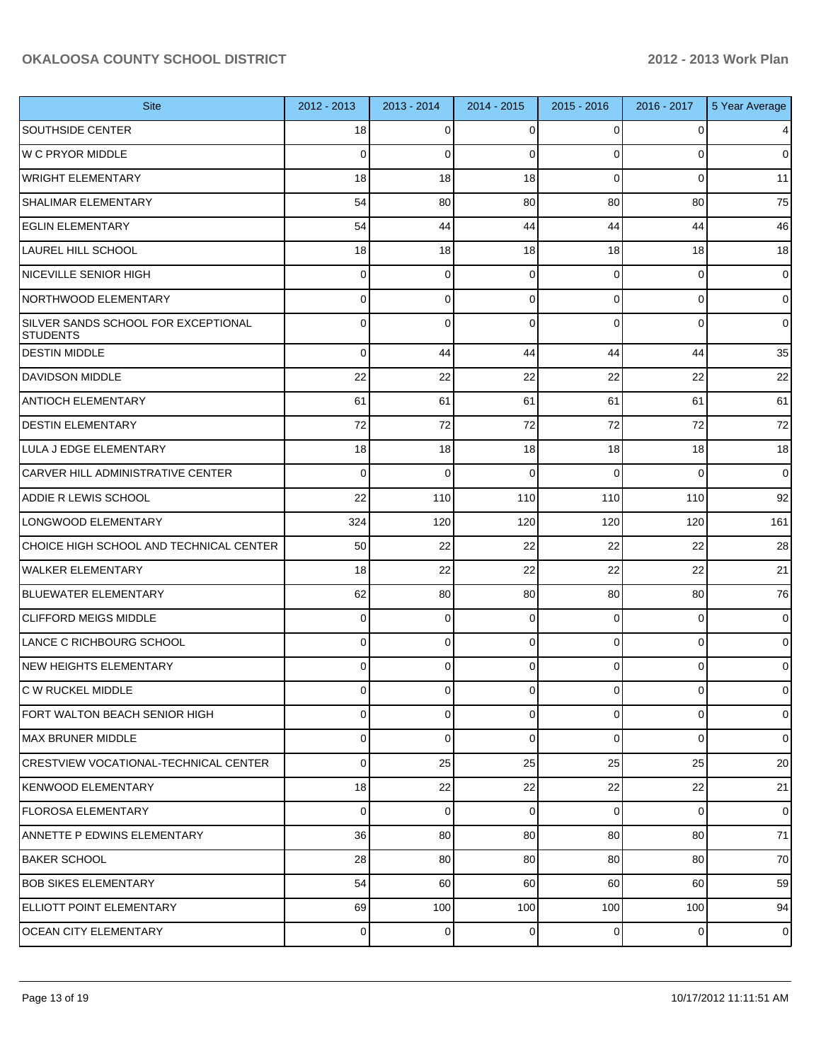| Site | 2012 - 2013 | 2013 - 2014 | 2014 - 2015 | 2015 - 2016 | 2016 - 2017 | 5 Year Average |
|---|---|---|---|---|---|---|
| SOUTHSIDE CENTER | 18 | 0 | 0 | 0 | 0 | 4 |
| W C PRYOR MIDDLE | 0 | 0 | 0 | 0 | 0 | 0 |
| WRIGHT ELEMENTARY | 18 | 18 | 18 | 0 | 0 | 11 |
| SHALIMAR ELEMENTARY | 54 | 80 | 80 | 80 | 80 | 75 |
| EGLIN ELEMENTARY | 54 | 44 | 44 | 44 | 44 | 46 |
| LAUREL HILL SCHOOL | 18 | 18 | 18 | 18 | 18 | 18 |
| NICEVILLE SENIOR HIGH | 0 | 0 | 0 | 0 | 0 | 0 |
| NORTHWOOD ELEMENTARY | 0 | 0 | 0 | 0 | 0 | 0 |
| SILVER SANDS SCHOOL FOR EXCEPTIONAL STUDENTS | 0 | 0 | 0 | 0 | 0 | 0 |
| DESTIN MIDDLE | 0 | 44 | 44 | 44 | 44 | 35 |
| DAVIDSON MIDDLE | 22 | 22 | 22 | 22 | 22 | 22 |
| ANTIOCH ELEMENTARY | 61 | 61 | 61 | 61 | 61 | 61 |
| DESTIN ELEMENTARY | 72 | 72 | 72 | 72 | 72 | 72 |
| LULA J EDGE ELEMENTARY | 18 | 18 | 18 | 18 | 18 | 18 |
| CARVER HILL ADMINISTRATIVE CENTER | 0 | 0 | 0 | 0 | 0 | 0 |
| ADDIE R LEWIS SCHOOL | 22 | 110 | 110 | 110 | 110 | 92 |
| LONGWOOD ELEMENTARY | 324 | 120 | 120 | 120 | 120 | 161 |
| CHOICE HIGH SCHOOL AND TECHNICAL CENTER | 50 | 22 | 22 | 22 | 22 | 28 |
| WALKER ELEMENTARY | 18 | 22 | 22 | 22 | 22 | 21 |
| BLUEWATER ELEMENTARY | 62 | 80 | 80 | 80 | 80 | 76 |
| CLIFFORD MEIGS MIDDLE | 0 | 0 | 0 | 0 | 0 | 0 |
| LANCE C RICHBOURG SCHOOL | 0 | 0 | 0 | 0 | 0 | 0 |
| NEW HEIGHTS ELEMENTARY | 0 | 0 | 0 | 0 | 0 | 0 |
| C W RUCKEL MIDDLE | 0 | 0 | 0 | 0 | 0 | 0 |
| FORT WALTON BEACH SENIOR HIGH | 0 | 0 | 0 | 0 | 0 | 0 |
| MAX BRUNER MIDDLE | 0 | 0 | 0 | 0 | 0 | 0 |
| CRESTVIEW VOCATIONAL-TECHNICAL CENTER | 0 | 25 | 25 | 25 | 25 | 20 |
| KENWOOD ELEMENTARY | 18 | 22 | 22 | 22 | 22 | 21 |
| FLOROSA ELEMENTARY | 0 | 0 | 0 | 0 | 0 | 0 |
| ANNETTE P EDWINS ELEMENTARY | 36 | 80 | 80 | 80 | 80 | 71 |
| BAKER SCHOOL | 28 | 80 | 80 | 80 | 80 | 70 |
| BOB SIKES ELEMENTARY | 54 | 60 | 60 | 60 | 60 | 59 |
| ELLIOTT POINT ELEMENTARY | 69 | 100 | 100 | 100 | 100 | 94 |
| OCEAN CITY ELEMENTARY | 0 | 0 | 0 | 0 | 0 | 0 |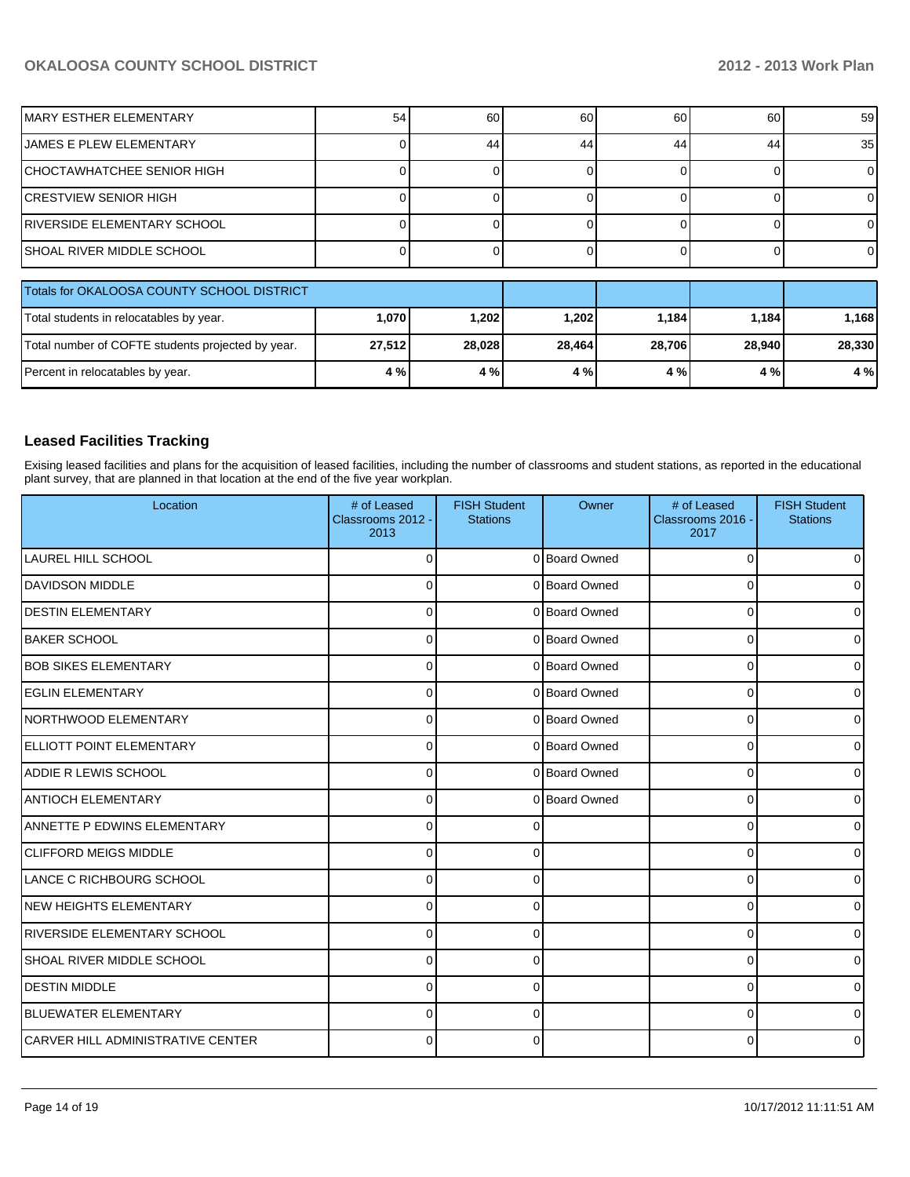| | | | | | | |
|---|---|---|---|---|---|---|
| MARY ESTHER ELEMENTARY | 54 | 60 | 60 | 60 | 60 | 59 |
| JAMES E PLEW ELEMENTARY | 0 | 44 | 44 | 44 | 44 | 35 |
| CHOCTAWHATCHEE SENIOR HIGH | 0 | 0 | 0 | 0 | 0 | 0 |
| CRESTVIEW SENIOR HIGH | 0 | 0 | 0 | 0 | 0 | 0 |
| RIVERSIDE ELEMENTARY SCHOOL | 0 | 0 | 0 | 0 | 0 | 0 |
| SHOAL RIVER MIDDLE SCHOOL | 0 | 0 | 0 | 0 | 0 | 0 |

| Totals for OKALOOSA COUNTY SCHOOL DISTRICT | | | | | | |
|---|---|---|---|---|---|---|
| Total students in relocatables by year. | **1,070** | **1,202** | **1,202** | **1,184** | **1,184** | **1,168** |
| Total number of COFTE students projected by year. | **27,512** | **28,028** | **28,464** | **28,706** | **28,940** | **28,330** |
| Percent in relocatables by year. | **4 %** | **4 %** | **4 %** | **4 %** | **4 %** | **4 %** |

### Leased Facilities Tracking

Exising leased facilities and plans for the acquisition of leased facilities, including the number of classrooms and student stations, as reported in the educational plant survey, that are planned in that location at the end of the five year workplan.

| Location | # of Leased Classrooms 2012 - 2013 | FISH Student Stations | Owner | # of Leased Classrooms 2016 - 2017 | FISH Student Stations |
|---|---|---|---|---|---|
| LAUREL HILL SCHOOL | 0 | 0 | Board Owned | 0 | 0 |
| DAVIDSON MIDDLE | 0 | 0 | Board Owned | 0 | 0 |
| DESTIN ELEMENTARY | 0 | 0 | Board Owned | 0 | 0 |
| BAKER SCHOOL | 0 | 0 | Board Owned | 0 | 0 |
| BOB SIKES ELEMENTARY | 0 | 0 | Board Owned | 0 | 0 |
| EGLIN ELEMENTARY | 0 | 0 | Board Owned | 0 | 0 |
| NORTHWOOD ELEMENTARY | 0 | 0 | Board Owned | 0 | 0 |
| ELLIOTT POINT ELEMENTARY | 0 | 0 | Board Owned | 0 | 0 |
| ADDIE R LEWIS SCHOOL | 0 | 0 | Board Owned | 0 | 0 |
| ANTIOCH ELEMENTARY | 0 | 0 | Board Owned | 0 | 0 |
| ANNETTE P EDWINS ELEMENTARY | 0 | 0 | | 0 | 0 |
| CLIFFORD MEIGS MIDDLE | 0 | 0 | | 0 | 0 |
| LANCE C RICHBOURG SCHOOL | 0 | 0 | | 0 | 0 |
| NEW HEIGHTS ELEMENTARY | 0 | 0 | | 0 | 0 |
| RIVERSIDE ELEMENTARY SCHOOL | 0 | 0 | | 0 | 0 |
| SHOAL RIVER MIDDLE SCHOOL | 0 | 0 | | 0 | 0 |
| DESTIN MIDDLE | 0 | 0 | | 0 | 0 |
| BLUEWATER ELEMENTARY | 0 | 0 | | 0 | 0 |
| CARVER HILL ADMINISTRATIVE CENTER | 0 | 0 | | 0 | 0 |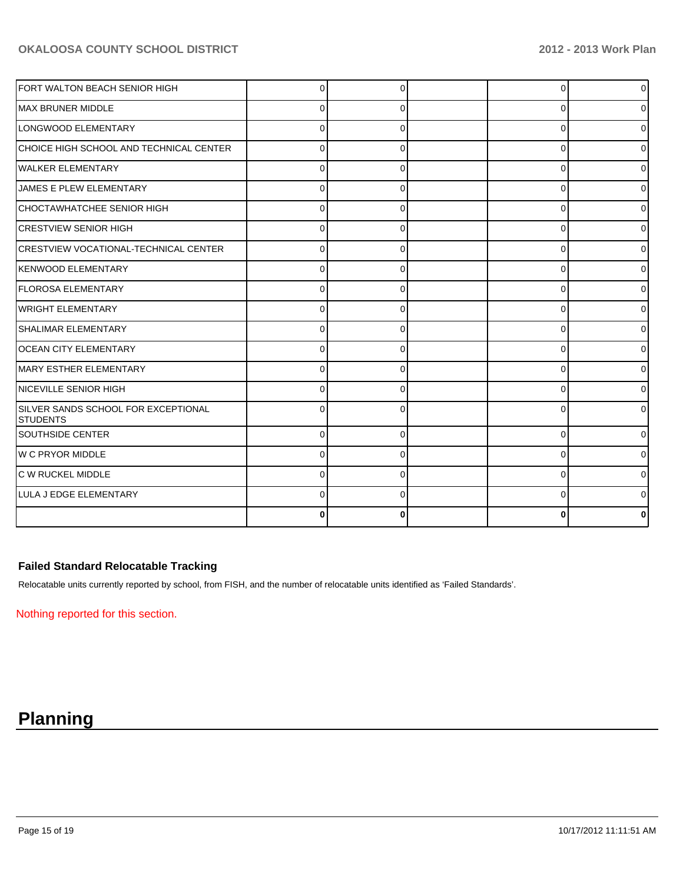| | | | | | |
|---|---|---|---|---|---|
| FORT WALTON BEACH SENIOR HIGH | 0 | 0 | | 0 | 0 |
| MAX BRUNER MIDDLE | 0 | 0 | | 0 | 0 |
| LONGWOOD ELEMENTARY | 0 | 0 | | 0 | 0 |
| CHOICE HIGH SCHOOL AND TECHNICAL CENTER | 0 | 0 | | 0 | 0 |
| WALKER ELEMENTARY | 0 | 0 | | 0 | 0 |
| JAMES E PLEW ELEMENTARY | 0 | 0 | | 0 | 0 |
| CHOCTAWHATCHEE SENIOR HIGH | 0 | 0 | | 0 | 0 |
| CRESTVIEW SENIOR HIGH | 0 | 0 | | 0 | 0 |
| CRESTVIEW VOCATIONAL-TECHNICAL CENTER | 0 | 0 | | 0 | 0 |
| KENWOOD ELEMENTARY | 0 | 0 | | 0 | 0 |
| FLOROSA ELEMENTARY | 0 | 0 | | 0 | 0 |
| WRIGHT ELEMENTARY | 0 | 0 | | 0 | 0 |
| SHALIMAR ELEMENTARY | 0 | 0 | | 0 | 0 |
| OCEAN CITY ELEMENTARY | 0 | 0 | | 0 | 0 |
| MARY ESTHER ELEMENTARY | 0 | 0 | | 0 | 0 |
| NICEVILLE SENIOR HIGH | 0 | 0 | | 0 | 0 |
| SILVER SANDS SCHOOL FOR EXCEPTIONAL STUDENTS | 0 | 0 | | 0 | 0 |
| SOUTHSIDE CENTER | 0 | 0 | | 0 | 0 |
| W C PRYOR MIDDLE | 0 | 0 | | 0 | 0 |
| C W RUCKEL MIDDLE | 0 | 0 | | 0 | 0 |
| LULA J EDGE ELEMENTARY | 0 | 0 | | 0 | 0 |
| | **0** | **0** | | **0** | **0** |

### Failed Standard Relocatable Tracking

Relocatable units currently reported by school, from FISH, and the number of relocatable units identified as 'Failed Standards'.

Nothing reported for this section.

# Planning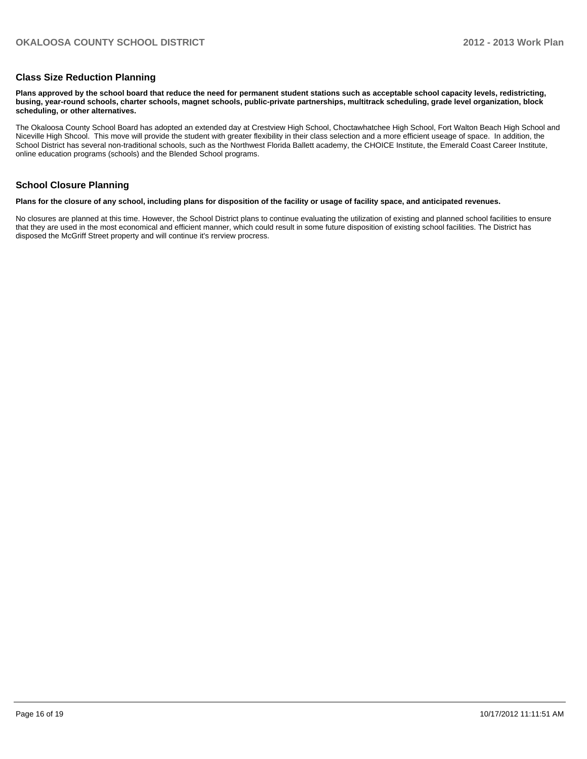## Class Size Reduction Planning

**Plans approved by the school board that reduce the need for permanent student stations such as acceptable school capacity levels, redistricting, busing, year-round schools, charter schools, magnet schools, public-private partnerships, multitrack scheduling, grade level organization, block scheduling, or other alternatives.**

The Okaloosa County School Board has adopted an extended day at Crestview High School, Choctawhatchee High School, Fort Walton Beach High School and Niceville High Shcool. This move will provide the student with greater flexibility in their class selection and a more efficient useage of space. In addition, the School District has several non-traditional schools, such as the Northwest Florida Ballett academy, the CHOICE Institute, the Emerald Coast Career Institute, online education programs (schools) and the Blended School programs.

## School Closure Planning

**Plans for the closure of any school, including plans for disposition of the facility or usage of facility space, and anticipated revenues.**

No closures are planned at this time. However, the School District plans to continue evaluating the utilization of existing and planned school facilities to ensure that they are used in the most economical and efficient manner, which could result in some future disposition of existing school facilities. The District has disposed the McGriff Street property and will continue it's rerview procress.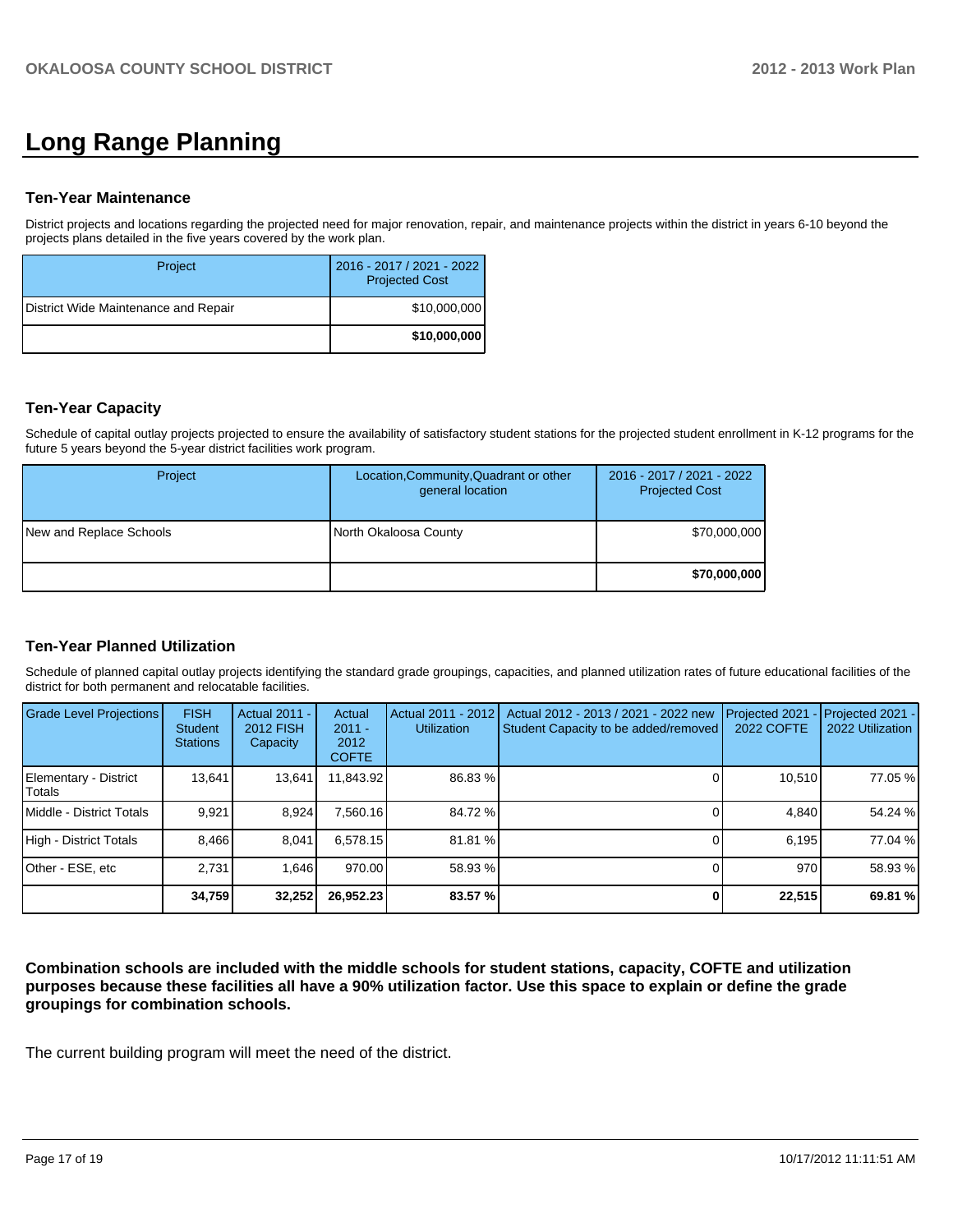# Long Range Planning

### Ten-Year Maintenance

District projects and locations regarding the projected need for major renovation, repair, and maintenance projects within the district in years 6-10 beyond the projects plans detailed in the five years covered by the work plan.

| Project | 2016 - 2017 / 2021 - 2022 Projected Cost |
|---|---|
| District Wide Maintenance and Repair | $10,000,000 |
| | **$10,000,000** |

### Ten-Year Capacity

Schedule of capital outlay projects projected to ensure the availability of satisfactory student stations for the projected student enrollment in K-12 programs for the future 5 years beyond the 5-year district facilities work program.

| Project | Location,Community,Quadrant or other general location | 2016 - 2017 / 2021 - 2022 Projected Cost |
|---|---|---|
| New and Replace Schools | North Okaloosa County | $70,000,000 |
| | | **$70,000,000** |

### Ten-Year Planned Utilization

Schedule of planned capital outlay projects identifying the standard grade groupings, capacities, and planned utilization rates of future educational facilities of the district for both permanent and relocatable facilities.

| Grade Level Projections | FISH Student Stations | Actual 2011 - 2012 FISH Capacity | Actual 2011 - 2012 COFTE | Actual 2011 - 2012 Utilization | Actual 2012 - 2013 / 2021 - 2022 new Student Capacity to be added/removed | Projected 2021 - 2022 COFTE | Projected 2021 - 2022 Utilization |
|---|---|---|---|---|---|---|---|
| Elementary - District Totals | 13,641 | 13,641 | 11,843.92 | 86.83 % | 0 | 10,510 | 77.05 % |
| Middle - District Totals | 9,921 | 8,924 | 7,560.16 | 84.72 % | 0 | 4,840 | 54.24 % |
| High - District Totals | 8,466 | 8,041 | 6,578.15 | 81.81 % | 0 | 6,195 | 77.04 % |
| Other - ESE, etc | 2,731 | 1,646 | 970.00 | 58.93 % | 0 | 970 | 58.93 % |
| | **34,759** | **32,252** | **26,952.23** | **83.57 %** | **0** | **22,515** | **69.81 %** |

**Combination schools are included with the middle schools for student stations, capacity, COFTE and utilization purposes because these facilities all have a 90% utilization factor. Use this space to explain or define the grade groupings for combination schools.**

The current building program will meet the need of the district.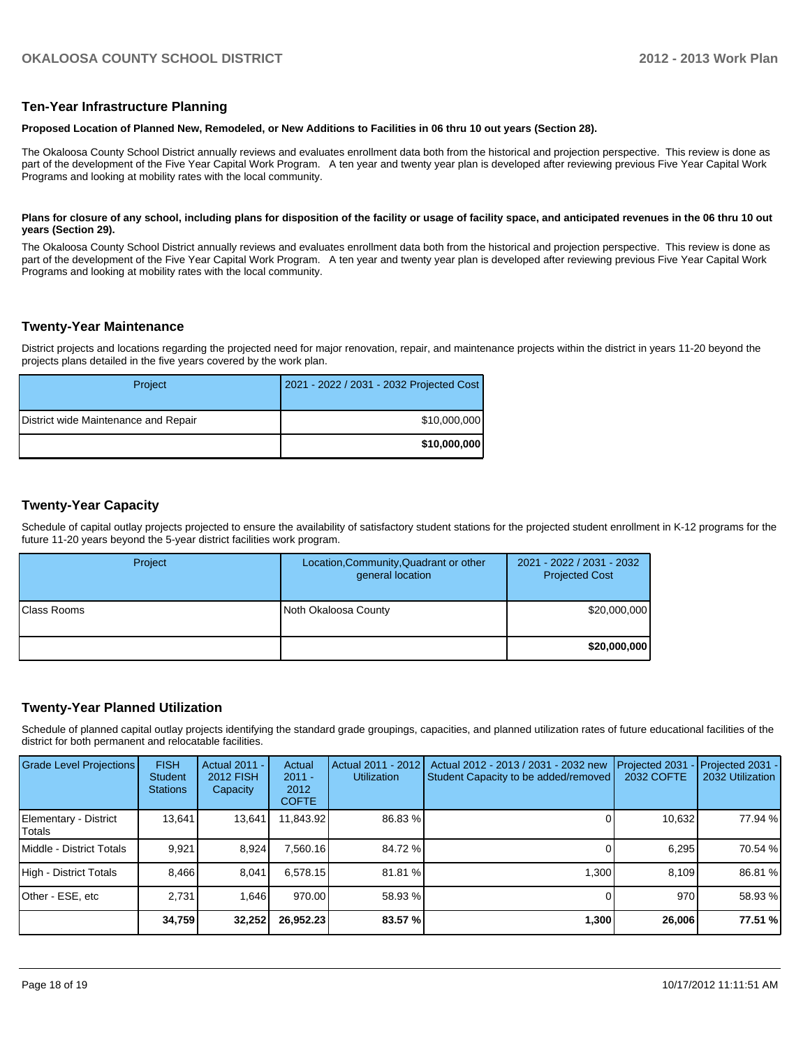## Ten-Year Infrastructure Planning

**Proposed Location of Planned New, Remodeled, or New Additions to Facilities in 06 thru 10 out years (Section 28).**

The Okaloosa County School District annually reviews and evaluates enrollment data both from the historical and projection perspective. This review is done as part of the development of the Five Year Capital Work Program. A ten year and twenty year plan is developed after reviewing previous Five Year Capital Work Programs and looking at mobility rates with the local community.

**Plans for closure of any school, including plans for disposition of the facility or usage of facility space, and anticipated revenues in the 06 thru 10 out years (Section 29).**

The Okaloosa County School District annually reviews and evaluates enrollment data both from the historical and projection perspective. This review is done as part of the development of the Five Year Capital Work Program. A ten year and twenty year plan is developed after reviewing previous Five Year Capital Work Programs and looking at mobility rates with the local community.

## Twenty-Year Maintenance

District projects and locations regarding the projected need for major renovation, repair, and maintenance projects within the district in years 11-20 beyond the projects plans detailed in the five years covered by the work plan.

| Project | 2021 - 2022 / 2031 - 2032 Projected Cost |
|---|---|
| District wide Maintenance and Repair | $10,000,000 |
| | **$10,000,000** |

## Twenty-Year Capacity

Schedule of capital outlay projects projected to ensure the availability of satisfactory student stations for the projected student enrollment in K-12 programs for the future 11-20 years beyond the 5-year district facilities work program.

| Project | Location,Community,Quadrant or other general location | 2021 - 2022 / 2031 - 2032 Projected Cost |
|---|---|---|
| Class Rooms | Noth Okaloosa County | $20,000,000 |
| | | **$20,000,000** |

## Twenty-Year Planned Utilization

Schedule of planned capital outlay projects identifying the standard grade groupings, capacities, and planned utilization rates of future educational facilities of the district for both permanent and relocatable facilities.

| Grade Level Projections | FISH Student Stations | Actual 2011 - 2012 FISH Capacity | Actual 2011 - 2012 COFTE | Actual 2011 - 2012 Utilization | Actual 2012 - 2013 / 2031 - 2032 new Student Capacity to be added/removed | Projected 2031 - 2032 COFTE | Projected 2031 - 2032 Utilization |
|---|---|---|---|---|---|---|---|
| Elementary - District Totals | 13,641 | 13,641 | 11,843.92 | 86.83 % | 0 | 10,632 | 77.94 % |
| Middle - District Totals | 9,921 | 8,924 | 7,560.16 | 84.72 % | 0 | 6,295 | 70.54 % |
| High - District Totals | 8,466 | 8,041 | 6,578.15 | 81.81 % | 1,300 | 8,109 | 86.81 % |
| Other - ESE, etc | 2,731 | 1,646 | 970.00 | 58.93 % | 0 | 970 | 58.93 % |
| | **34,759** | **32,252** | **26,952.23** | **83.57 %** | **1,300** | **26,006** | **77.51 %** |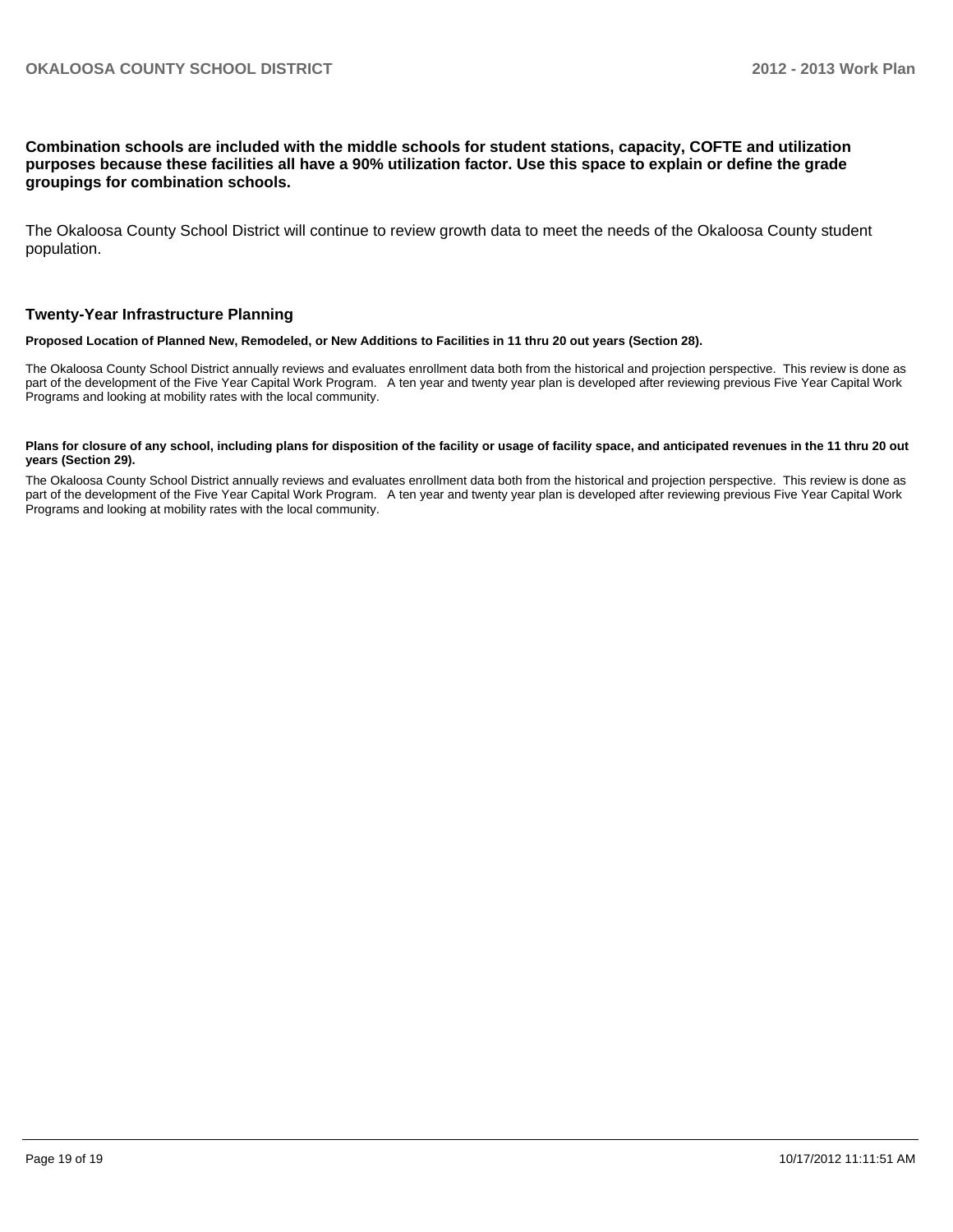**Combination schools are included with the middle schools for student stations, capacity, COFTE and utilization purposes because these facilities all have a 90% utilization factor. Use this space to explain or define the grade groupings for combination schools.**

The Okaloosa County School District will continue to review growth data to meet the needs of the Okaloosa County student population.

## Twenty-Year Infrastructure Planning

**Proposed Location of Planned New, Remodeled, or New Additions to Facilities in 11 thru 20 out years (Section 28).**

The Okaloosa County School District annually reviews and evaluates enrollment data both from the historical and projection perspective. This review is done as part of the development of the Five Year Capital Work Program. A ten year and twenty year plan is developed after reviewing previous Five Year Capital Work Programs and looking at mobility rates with the local community.

**Plans for closure of any school, including plans for disposition of the facility or usage of facility space, and anticipated revenues in the 11 thru 20 out years (Section 29).**

The Okaloosa County School District annually reviews and evaluates enrollment data both from the historical and projection perspective. This review is done as part of the development of the Five Year Capital Work Program. A ten year and twenty year plan is developed after reviewing previous Five Year Capital Work Programs and looking at mobility rates with the local community.